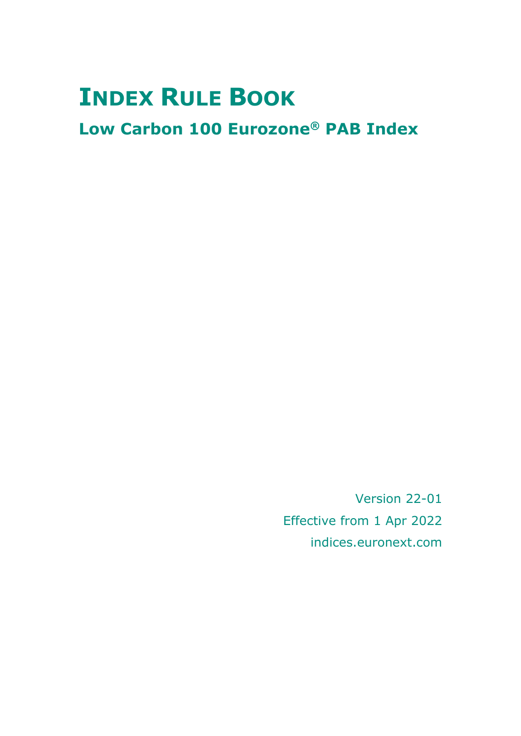# INDEX RULE BOOK

## Low Carbon 100 Eurozone® PAB Index

Version 22-01

Effective from 1 Apr 2022

indices.euronext.com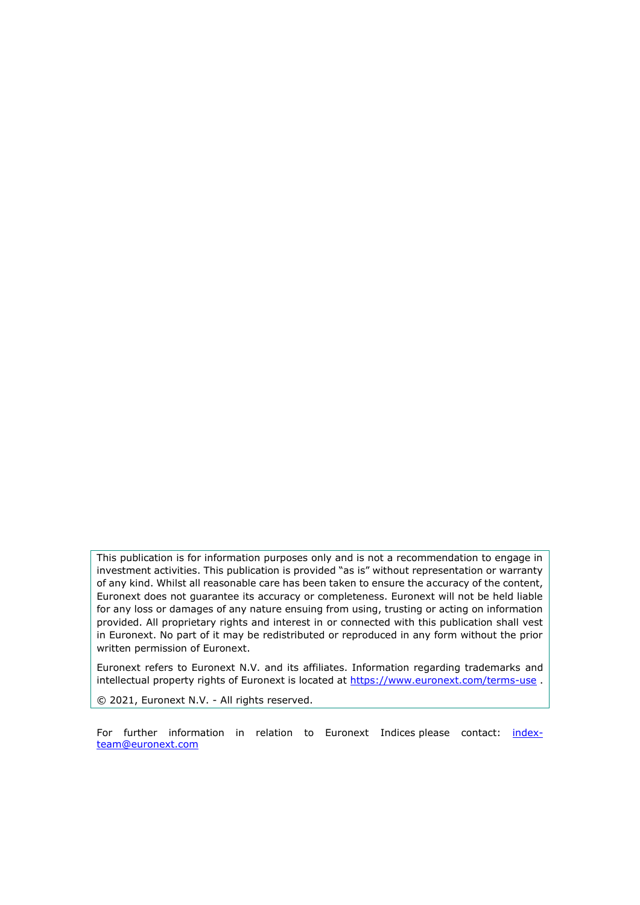This publication is for information purposes only and is not a recommendation to engage in investment activities. This publication is provided "as is" without representation or warranty of any kind. Whilst all reasonable care has been taken to ensure the accuracy of the content, Euronext does not guarantee its accuracy or completeness. Euronext will not be held liable for any loss or damages of any nature ensuing from using, trusting or acting on information provided. All proprietary rights and interest in or connected with this publication shall vest in Euronext. No part of it may be redistributed or reproduced in any form without the prior written permission of Euronext.

Euronext refers to Euronext N.V. and its affiliates. Information regarding trademarks and intellectual property rights of Euronext is located at https://www.euronext.com/terms-use .

© 2021, Euronext N.V. - All rights reserved.

For further information in relation to Euronext Indices please contact: index-team@euronext.com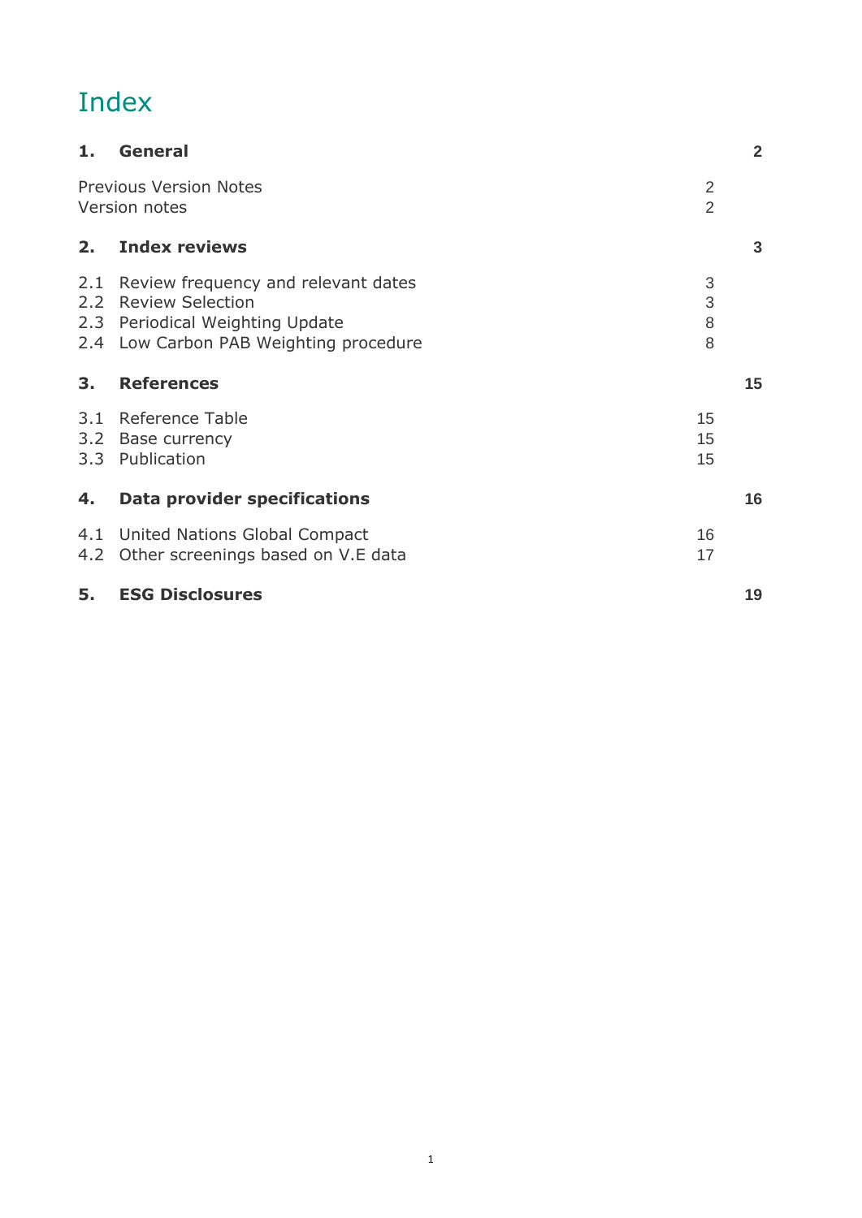# Index

| | | | |
|---|---|---|---|
| **1.** | **General** | | **2** |
| | Previous Version Notes | 2 | |
| | Version notes | 2 | |
| **2.** | **Index reviews** | | **3** |
| 2.1 | Review frequency and relevant dates | 3 | |
| 2.2 | Review Selection | 3 | |
| 2.3 | Periodical Weighting Update | 8 | |
| 2.4 | Low Carbon PAB Weighting procedure | 8 | |
| **3.** | **References** | | **15** |
| 3.1 | Reference Table | 15 | |
| 3.2 | Base currency | 15 | |
| 3.3 | Publication | 15 | |
| **4.** | **Data provider specifications** | | **16** |
| 4.1 | United Nations Global Compact | 16 | |
| 4.2 | Other screenings based on V.E data | 17 | |
| **5.** | **ESG Disclosures** | | **19** |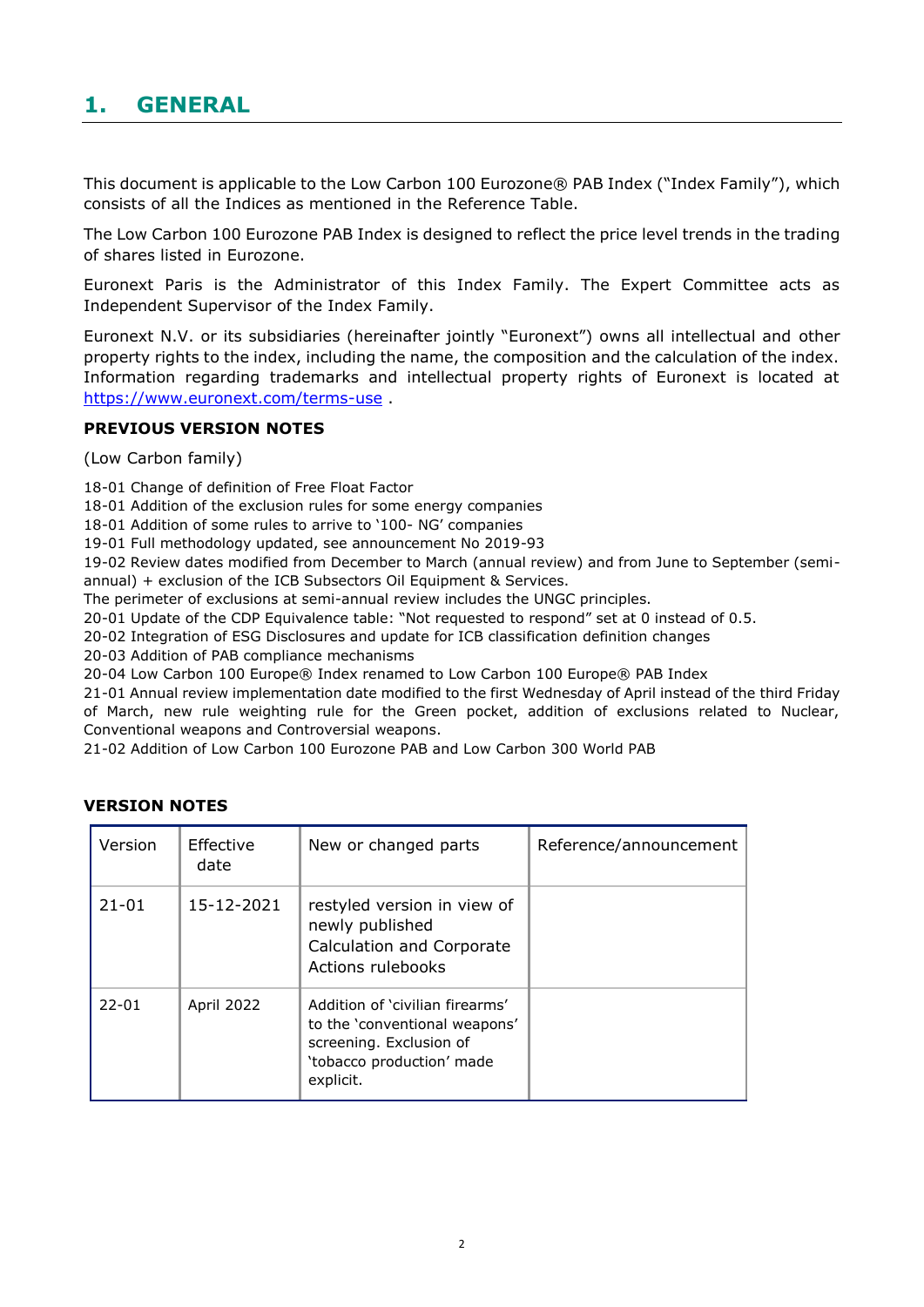# 1. GENERAL

This document is applicable to the Low Carbon 100 Eurozone® PAB Index ("Index Family"), which consists of all the Indices as mentioned in the Reference Table.

The Low Carbon 100 Eurozone PAB Index is designed to reflect the price level trends in the trading of shares listed in Eurozone.

Euronext Paris is the Administrator of this Index Family. The Expert Committee acts as Independent Supervisor of the Index Family.

Euronext N.V. or its subsidiaries (hereinafter jointly "Euronext") owns all intellectual and other property rights to the index, including the name, the composition and the calculation of the index. Information regarding trademarks and intellectual property rights of Euronext is located at https://www.euronext.com/terms-use .

**PREVIOUS VERSION NOTES**

(Low Carbon family)

18-01 Change of definition of Free Float Factor
18-01 Addition of the exclusion rules for some energy companies
18-01 Addition of some rules to arrive to '100- NG' companies
19-01 Full methodology updated, see announcement No 2019-93
19-02 Review dates modified from December to March (annual review) and from June to September (semi-annual) + exclusion of the ICB Subsectors Oil Equipment & Services.
The perimeter of exclusions at semi-annual review includes the UNGC principles.
20-01 Update of the CDP Equivalence table: "Not requested to respond" set at 0 instead of 0.5.
20-02 Integration of ESG Disclosures and update for ICB classification definition changes
20-03 Addition of PAB compliance mechanisms
20-04 Low Carbon 100 Europe® Index renamed to Low Carbon 100 Europe® PAB Index
21-01 Annual review implementation date modified to the first Wednesday of April instead of the third Friday of March, new rule weighting rule for the Green pocket, addition of exclusions related to Nuclear, Conventional weapons and Controversial weapons.
21-02 Addition of Low Carbon 100 Eurozone PAB and Low Carbon 300 World PAB

**VERSION NOTES**

| Version | Effective date | New or changed parts | Reference/announcement |
|---|---|---|---|
| 21-01 | 15-12-2021 | restyled version in view of newly published Calculation and Corporate Actions rulebooks | |
| 22-01 | April 2022 | Addition of 'civilian firearms' to the 'conventional weapons' screening. Exclusion of 'tobacco production' made explicit. | |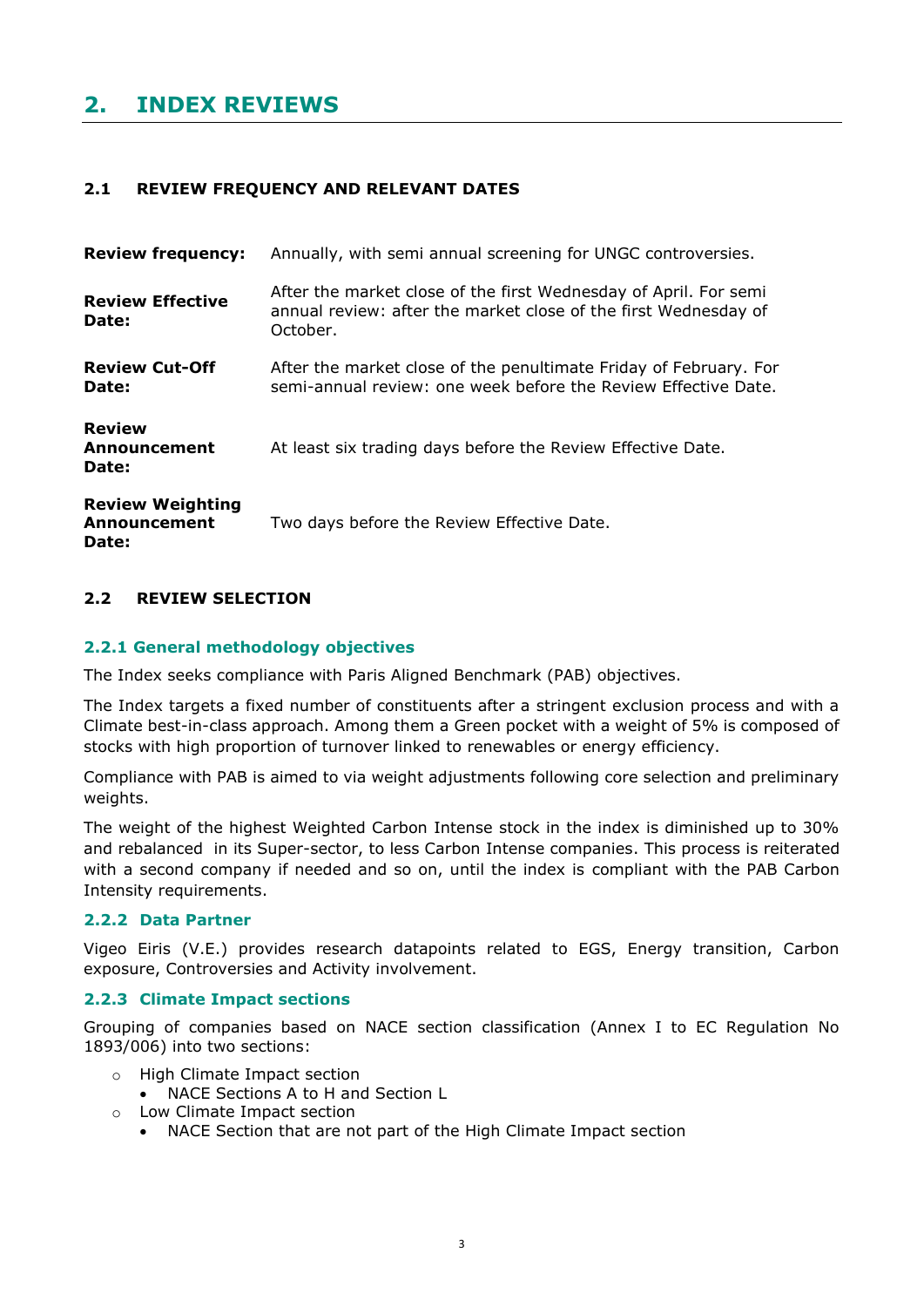# 2. INDEX REVIEWS

## 2.1 REVIEW FREQUENCY AND RELEVANT DATES

| | |
|---|---|
| **Review frequency:** | Annually, with semi annual screening for UNGC controversies. |
| **Review Effective Date:** | After the market close of the first Wednesday of April. For semi annual review: after the market close of the first Wednesday of October. |
| **Review Cut-Off Date:** | After the market close of the penultimate Friday of February. For semi-annual review: one week before the Review Effective Date. |
| **Review Announcement Date:** | At least six trading days before the Review Effective Date. |
| **Review Weighting Announcement Date:** | Two days before the Review Effective Date. |

## 2.2 REVIEW SELECTION

### 2.2.1 General methodology objectives

The Index seeks compliance with Paris Aligned Benchmark (PAB) objectives.

The Index targets a fixed number of constituents after a stringent exclusion process and with a Climate best-in-class approach. Among them a Green pocket with a weight of 5% is composed of stocks with high proportion of turnover linked to renewables or energy efficiency.

Compliance with PAB is aimed to via weight adjustments following core selection and preliminary weights.

The weight of the highest Weighted Carbon Intense stock in the index is diminished up to 30% and rebalanced in its Super-sector, to less Carbon Intense companies. This process is reiterated with a second company if needed and so on, until the index is compliant with the PAB Carbon Intensity requirements.

### 2.2.2 Data Partner

Vigeo Eiris (V.E.) provides research datapoints related to EGS, Energy transition, Carbon exposure, Controversies and Activity involvement.

### 2.2.3 Climate Impact sections

Grouping of companies based on NACE section classification (Annex I to EC Regulation No 1893/006) into two sections:

- High Climate Impact section
  - NACE Sections A to H and Section L
- Low Climate Impact section
  - NACE Section that are not part of the High Climate Impact section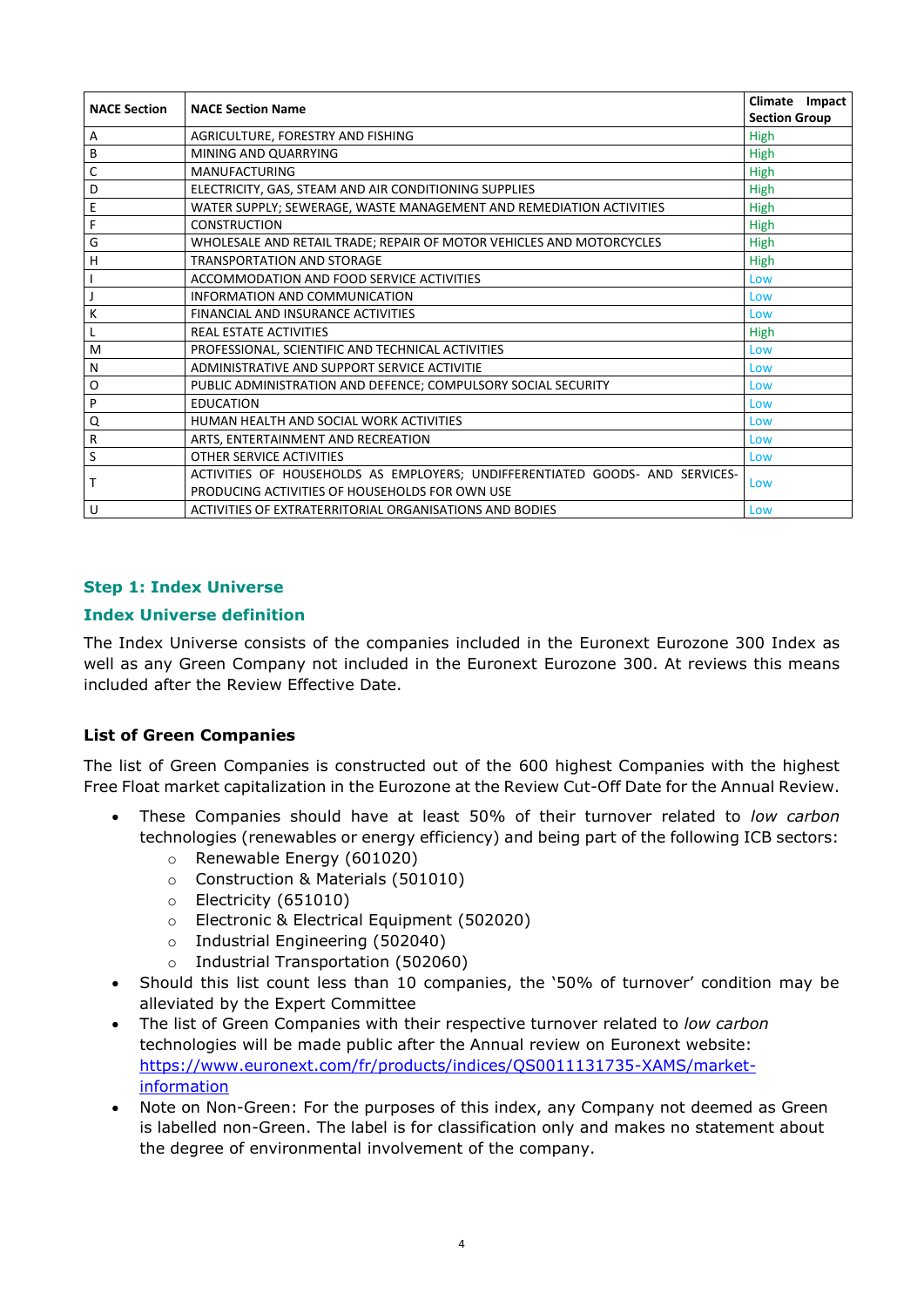| NACE Section | NACE Section Name | Climate Impact Section Group |
|---|---|---|
| A | AGRICULTURE, FORESTRY AND FISHING | High |
| B | MINING AND QUARRYING | High |
| C | MANUFACTURING | High |
| D | ELECTRICITY, GAS, STEAM AND AIR CONDITIONING SUPPLIES | High |
| E | WATER SUPPLY; SEWERAGE, WASTE MANAGEMENT AND REMEDIATION ACTIVITIES | High |
| F | CONSTRUCTION | High |
| G | WHOLESALE AND RETAIL TRADE; REPAIR OF MOTOR VEHICLES AND MOTORCYCLES | High |
| H | TRANSPORTATION AND STORAGE | High |
| I | ACCOMMODATION AND FOOD SERVICE ACTIVITIES | Low |
| J | INFORMATION AND COMMUNICATION | Low |
| K | FINANCIAL AND INSURANCE ACTIVITIES | Low |
| L | REAL ESTATE ACTIVITIES | High |
| M | PROFESSIONAL, SCIENTIFIC AND TECHNICAL ACTIVITIES | Low |
| N | ADMINISTRATIVE AND SUPPORT SERVICE ACTIVITIE | Low |
| O | PUBLIC ADMINISTRATION AND DEFENCE; COMPULSORY SOCIAL SECURITY | Low |
| P | EDUCATION | Low |
| Q | HUMAN HEALTH AND SOCIAL WORK ACTIVITIES | Low |
| R | ARTS, ENTERTAINMENT AND RECREATION | Low |
| S | OTHER SERVICE ACTIVITIES | Low |
| T | ACTIVITIES OF HOUSEHOLDS AS EMPLOYERS; UNDIFFERENTIATED GOODS- AND SERVICES-PRODUCING ACTIVITIES OF HOUSEHOLDS FOR OWN USE | Low |
| U | ACTIVITIES OF EXTRATERRITORIAL ORGANISATIONS AND BODIES | Low |

## Step 1: Index Universe

### Index Universe definition

The Index Universe consists of the companies included in the Euronext Eurozone 300 Index as well as any Green Company not included in the Euronext Eurozone 300. At reviews this means included after the Review Effective Date.

### List of Green Companies

The list of Green Companies is constructed out of the 600 highest Companies with the highest Free Float market capitalization in the Eurozone at the Review Cut-Off Date for the Annual Review.

- These Companies should have at least 50% of their turnover related to *low carbon* technologies (renewables or energy efficiency) and being part of the following ICB sectors:
  - Renewable Energy (601020)
  - Construction & Materials (501010)
  - Electricity (651010)
  - Electronic & Electrical Equipment (502020)
  - Industrial Engineering (502040)
  - Industrial Transportation (502060)
- Should this list count less than 10 companies, the '50% of turnover' condition may be alleviated by the Expert Committee
- The list of Green Companies with their respective turnover related to *low carbon* technologies will be made public after the Annual review on Euronext website: https://www.euronext.com/fr/products/indices/QS0011131735-XAMS/market-information
- Note on Non-Green: For the purposes of this index, any Company not deemed as Green is labelled non-Green. The label is for classification only and makes no statement about the degree of environmental involvement of the company.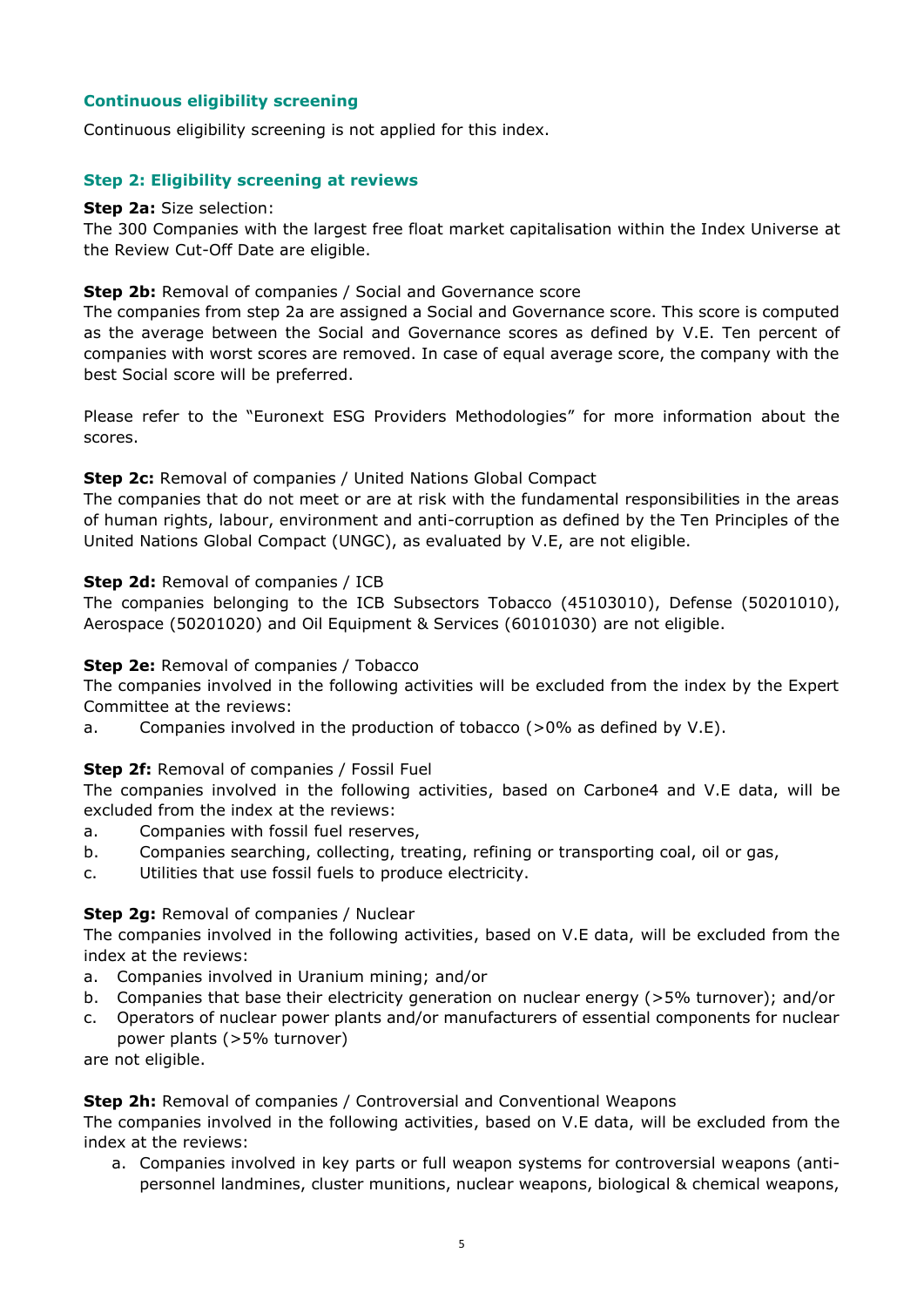### Continuous eligibility screening

Continuous eligibility screening is not applied for this index.

### Step 2: Eligibility screening at reviews

**Step 2a:** Size selection:
The 300 Companies with the largest free float market capitalisation within the Index Universe at the Review Cut-Off Date are eligible.

**Step 2b:** Removal of companies / Social and Governance score
The companies from step 2a are assigned a Social and Governance score. This score is computed as the average between the Social and Governance scores as defined by V.E. Ten percent of companies with worst scores are removed. In case of equal average score, the company with the best Social score will be preferred.

Please refer to the "Euronext ESG Providers Methodologies" for more information about the scores.

**Step 2c:** Removal of companies / United Nations Global Compact
The companies that do not meet or are at risk with the fundamental responsibilities in the areas of human rights, labour, environment and anti-corruption as defined by the Ten Principles of the United Nations Global Compact (UNGC), as evaluated by V.E, are not eligible.

**Step 2d:** Removal of companies / ICB
The companies belonging to the ICB Subsectors Tobacco (45103010), Defense (50201010), Aerospace (50201020) and Oil Equipment & Services (60101030) are not eligible.

**Step 2e:** Removal of companies / Tobacco
The companies involved in the following activities will be excluded from the index by the Expert Committee at the reviews:

a. Companies involved in the production of tobacco (>0% as defined by V.E).

**Step 2f:** Removal of companies / Fossil Fuel
The companies involved in the following activities, based on Carbone4 and V.E data, will be excluded from the index at the reviews:

a. Companies with fossil fuel reserves,
b. Companies searching, collecting, treating, refining or transporting coal, oil or gas,
c. Utilities that use fossil fuels to produce electricity.

**Step 2g:** Removal of companies / Nuclear
The companies involved in the following activities, based on V.E data, will be excluded from the index at the reviews:

a. Companies involved in Uranium mining; and/or
b. Companies that base their electricity generation on nuclear energy (>5% turnover); and/or
c. Operators of nuclear power plants and/or manufacturers of essential components for nuclear power plants (>5% turnover)

are not eligible.

**Step 2h:** Removal of companies / Controversial and Conventional Weapons
The companies involved in the following activities, based on V.E data, will be excluded from the index at the reviews:

a. Companies involved in key parts or full weapon systems for controversial weapons (anti-personnel landmines, cluster munitions, nuclear weapons, biological & chemical weapons,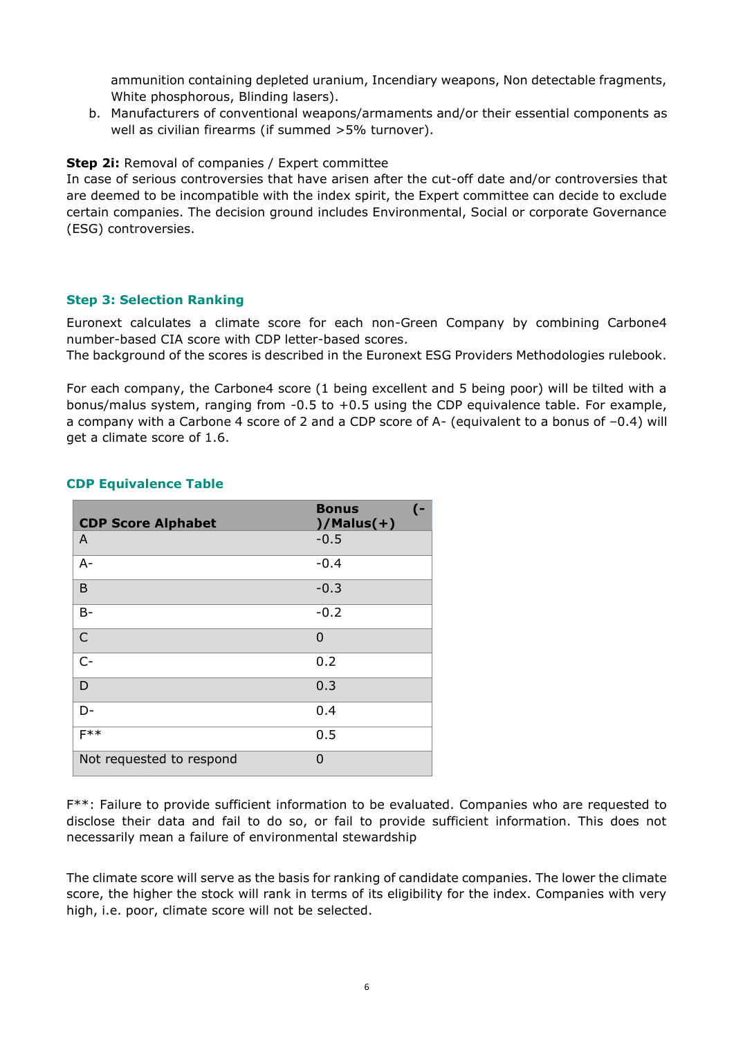ammunition containing depleted uranium, Incendiary weapons, Non detectable fragments, White phosphorous, Blinding lasers).

b. Manufacturers of conventional weapons/armaments and/or their essential components as well as civilian firearms (if summed >5% turnover).

**Step 2i:** Removal of companies / Expert committee

In case of serious controversies that have arisen after the cut-off date and/or controversies that are deemed to be incompatible with the index spirit, the Expert committee can decide to exclude certain companies. The decision ground includes Environmental, Social or corporate Governance (ESG) controversies.

### Step 3: Selection Ranking

Euronext calculates a climate score for each non-Green Company by combining Carbone4 number-based CIA score with CDP letter-based scores.

The background of the scores is described in the Euronext ESG Providers Methodologies rulebook.

For each company, the Carbone4 score (1 being excellent and 5 being poor) will be tilted with a bonus/malus system, ranging from -0.5 to +0.5 using the CDP equivalence table. For example, a company with a Carbone 4 score of 2 and a CDP score of A- (equivalent to a bonus of –0.4) will get a climate score of 1.6.

### CDP Equivalence Table

| CDP Score Alphabet | Bonus (-)/Malus(+) |
|---|---|
| A | -0.5 |
| A- | -0.4 |
| B | -0.3 |
| B- | -0.2 |
| C | 0 |
| C- | 0.2 |
| D | 0.3 |
| D- | 0.4 |
| F** | 0.5 |
| Not requested to respond | 0 |

F**: Failure to provide sufficient information to be evaluated. Companies who are requested to disclose their data and fail to do so, or fail to provide sufficient information. This does not necessarily mean a failure of environmental stewardship

The climate score will serve as the basis for ranking of candidate companies. The lower the climate score, the higher the stock will rank in terms of its eligibility for the index. Companies with very high, i.e. poor, climate score will not be selected.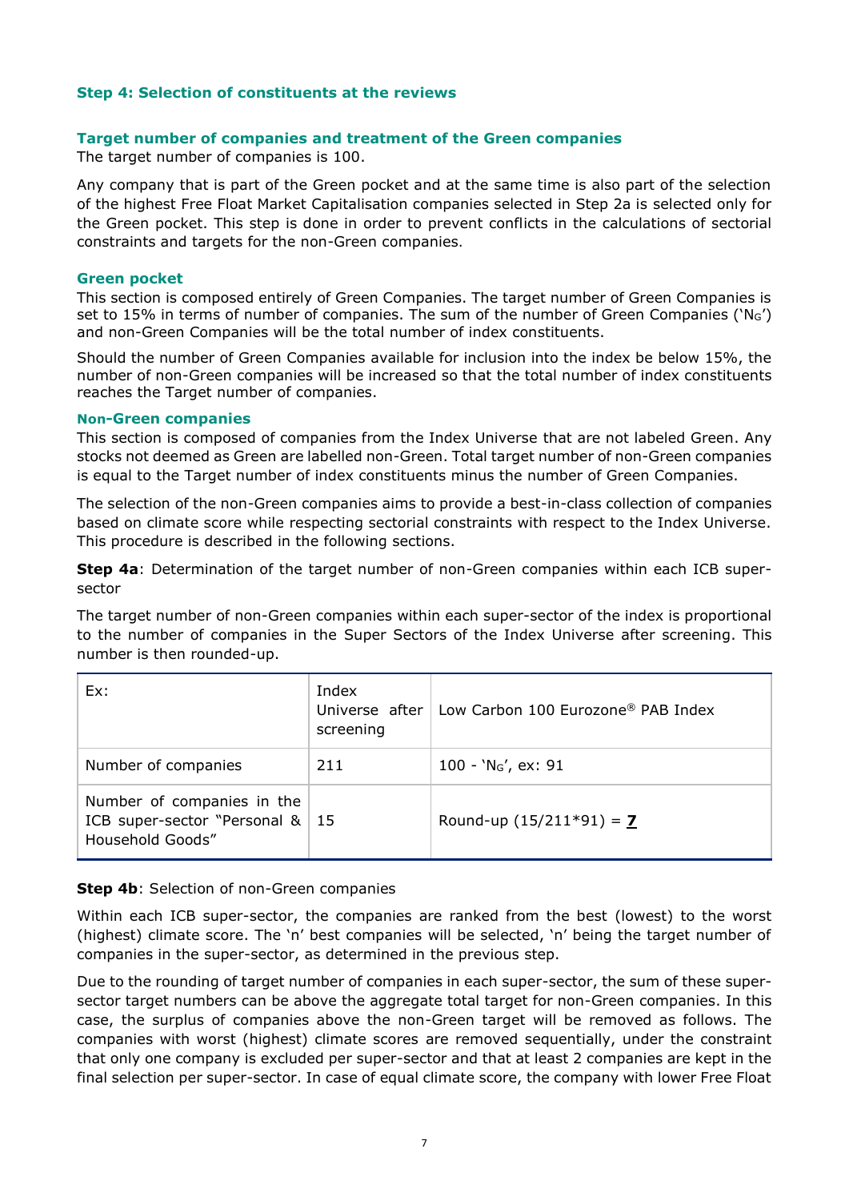### Step 4: Selection of constituents at the reviews

#### Target number of companies and treatment of the Green companies

The target number of companies is 100.

Any company that is part of the Green pocket and at the same time is also part of the selection of the highest Free Float Market Capitalisation companies selected in Step 2a is selected only for the Green pocket. This step is done in order to prevent conflicts in the calculations of sectorial constraints and targets for the non-Green companies.

#### Green pocket

This section is composed entirely of Green Companies. The target number of Green Companies is set to 15% in terms of number of companies. The sum of the number of Green Companies (‘$N_G$’) and non-Green Companies will be the total number of index constituents.

Should the number of Green Companies available for inclusion into the index be below 15%, the number of non-Green companies will be increased so that the total number of index constituents reaches the Target number of companies.

#### Non-Green companies

This section is composed of companies from the Index Universe that are not labeled Green. Any stocks not deemed as Green are labelled non-Green. Total target number of non-Green companies is equal to the Target number of index constituents minus the number of Green Companies.

The selection of the non-Green companies aims to provide a best-in-class collection of companies based on climate score while respecting sectorial constraints with respect to the Index Universe. This procedure is described in the following sections.

**Step 4a**: Determination of the target number of non-Green companies within each ICB super-sector

The target number of non-Green companies within each super-sector of the index is proportional to the number of companies in the Super Sectors of the Index Universe after screening. This number is then rounded-up.

| Ex: | Index Universe after screening | Low Carbon 100 Eurozone® PAB Index |
|---|---|---|
| Number of companies | 211 | 100 - ‘$N_G$’, ex: 91 |
| Number of companies in the ICB super-sector “Personal & Household Goods” | 15 | Round-up (15/211*91) = **7** |

**Step 4b**: Selection of non-Green companies

Within each ICB super-sector, the companies are ranked from the best (lowest) to the worst (highest) climate score. The ‘n’ best companies will be selected, ‘n’ being the target number of companies in the super-sector, as determined in the previous step.

Due to the rounding of target number of companies in each super-sector, the sum of these super-sector target numbers can be above the aggregate total target for non-Green companies. In this case, the surplus of companies above the non-Green target will be removed as follows. The companies with worst (highest) climate scores are removed sequentially, under the constraint that only one company is excluded per super-sector and that at least 2 companies are kept in the final selection per super-sector. In case of equal climate score, the company with lower Free Float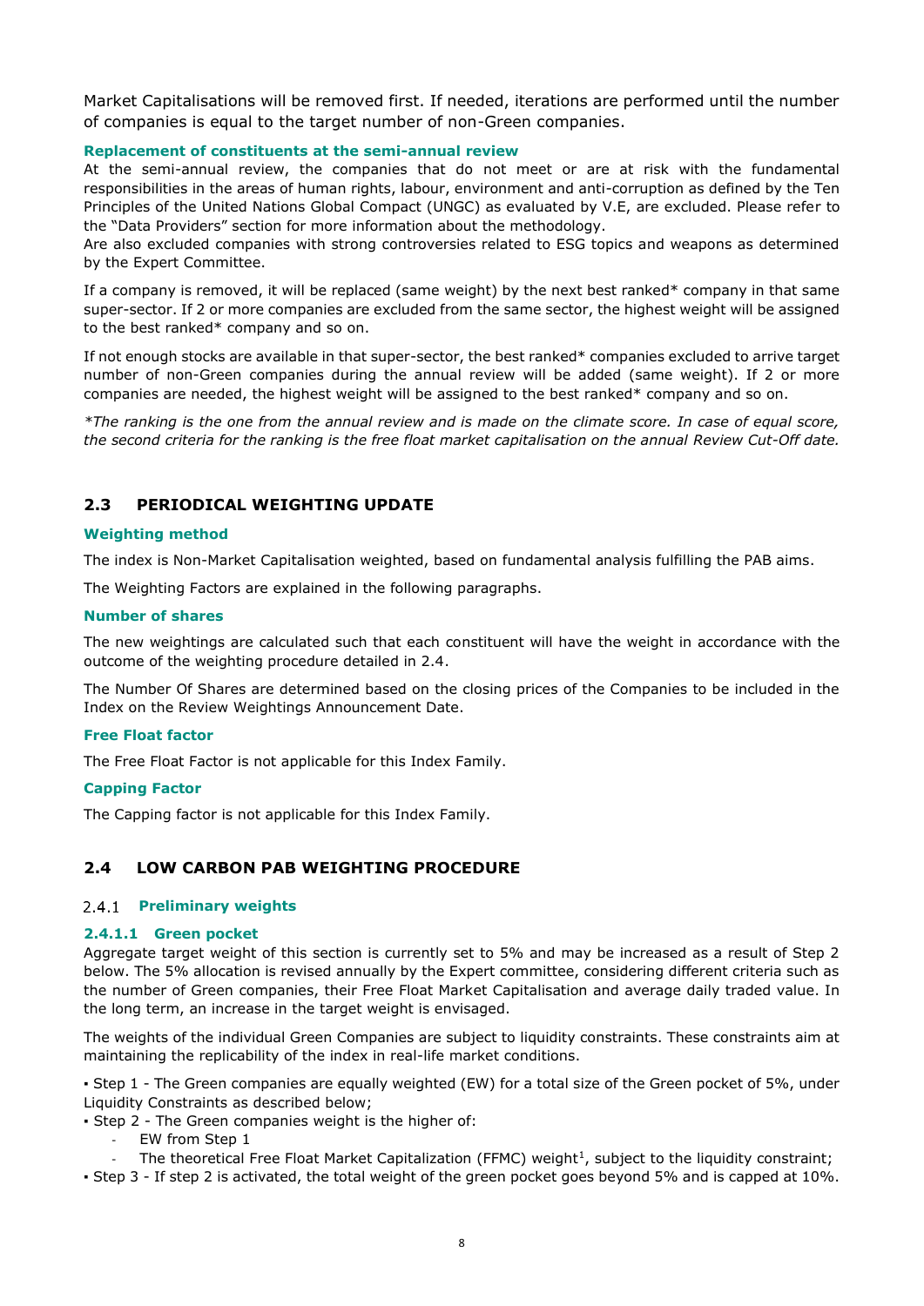Market Capitalisations will be removed first. If needed, iterations are performed until the number of companies is equal to the target number of non-Green companies.

**Replacement of constituents at the semi-annual review**

At the semi-annual review, the companies that do not meet or are at risk with the fundamental responsibilities in the areas of human rights, labour, environment and anti-corruption as defined by the Ten Principles of the United Nations Global Compact (UNGC) as evaluated by V.E, are excluded. Please refer to the "Data Providers" section for more information about the methodology.

Are also excluded companies with strong controversies related to ESG topics and weapons as determined by the Expert Committee.

If a company is removed, it will be replaced (same weight) by the next best ranked* company in that same super-sector. If 2 or more companies are excluded from the same sector, the highest weight will be assigned to the best ranked* company and so on.

If not enough stocks are available in that super-sector, the best ranked* companies excluded to arrive target number of non-Green companies during the annual review will be added (same weight). If 2 or more companies are needed, the highest weight will be assigned to the best ranked* company and so on.

*\*The ranking is the one from the annual review and is made on the climate score. In case of equal score, the second criteria for the ranking is the free float market capitalisation on the annual Review Cut-Off date.*

## 2.3 PERIODICAL WEIGHTING UPDATE

**Weighting method**

The index is Non-Market Capitalisation weighted, based on fundamental analysis fulfilling the PAB aims.

The Weighting Factors are explained in the following paragraphs.

**Number of shares**

The new weightings are calculated such that each constituent will have the weight in accordance with the outcome of the weighting procedure detailed in 2.4.

The Number Of Shares are determined based on the closing prices of the Companies to be included in the Index on the Review Weightings Announcement Date.

**Free Float factor**

The Free Float Factor is not applicable for this Index Family.

**Capping Factor**

The Capping factor is not applicable for this Index Family.

## 2.4 LOW CARBON PAB WEIGHTING PROCEDURE

### 2.4.1 Preliminary weights

#### 2.4.1.1 Green pocket

Aggregate target weight of this section is currently set to 5% and may be increased as a result of Step 2 below. The 5% allocation is revised annually by the Expert committee, considering different criteria such as the number of Green companies, their Free Float Market Capitalisation and average daily traded value. In the long term, an increase in the target weight is envisaged.

The weights of the individual Green Companies are subject to liquidity constraints. These constraints aim at maintaining the replicability of the index in real-life market conditions.

- Step 1 - The Green companies are equally weighted (EW) for a total size of the Green pocket of 5%, under Liquidity Constraints as described below;
- Step 2 - The Green companies weight is the higher of:
  - EW from Step 1
  - The theoretical Free Float Market Capitalization (FFMC) weight[1], subject to the liquidity constraint;
- Step 3 - If step 2 is activated, the total weight of the green pocket goes beyond 5% and is capped at 10%.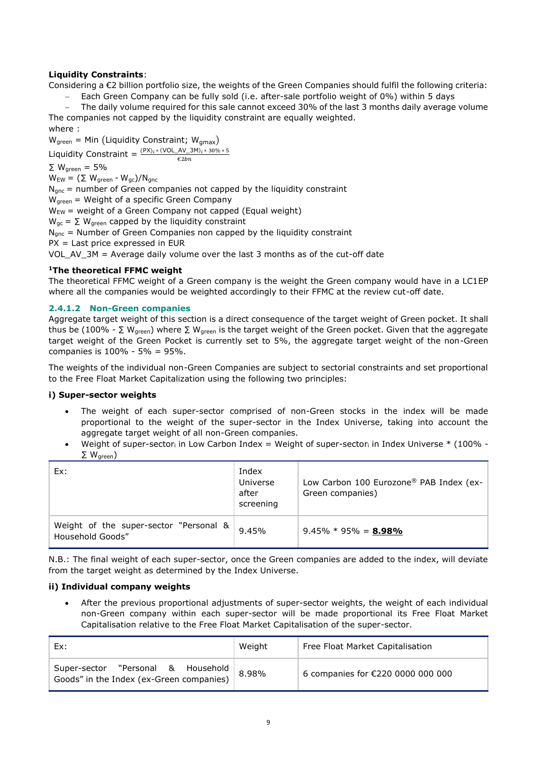**Liquidity Constraints**:

Considering a €2 billion portfolio size, the weights of the Green Companies should fulfil the following criteria:

- Each Green Company can be fully sold (i.e. after-sale portfolio weight of 0%) within 5 days
- The daily volume required for this sale cannot exceed 30% of the last 3 months daily average volume

The companies not capped by the liquidity constraint are equally weighted.

where :

$W_{green}$ = Min (Liquidity Constraint; $W_{gmax}$)

Liquidity Constraint = $\frac{(PX)_i * (VOL\_AV\_3M)_i * 30\% * 5}{€2bn}$

$\sum W_{green}$ = 5%

$W_{EW} = (\sum W_{green} - W_{gc})/N_{gnc}$

$N_{gnc}$ = number of Green companies not capped by the liquidity constraint

$W_{green}$ = Weight of a specific Green Company

$W_{EW}$ = weight of a Green Company not capped (Equal weight)

$W_{gc} = \sum W_{green}$ capped by the liquidity constraint

$N_{gnc}$ = Number of Green Companies non capped by the liquidity constraint

PX = Last price expressed in EUR

VOL_AV_3M = Average daily volume over the last 3 months as of the cut-off date

**[1]The theoretical FFMC weight**

The theoretical FFMC weight of a Green company is the weight the Green company would have in a LC1EP where all the companies would be weighted accordingly to their FFMC at the review cut-off date.

### 2.4.1.2 Non-Green companies

Aggregate target weight of this section is a direct consequence of the target weight of Green pocket. It shall thus be (100% - $\sum W_{green}$) where $\sum W_{green}$ is the target weight of the Green pocket. Given that the aggregate target weight of the Green Pocket is currently set to 5%, the aggregate target weight of the non-Green companies is 100% - 5% = 95%.

The weights of the individual non-Green Companies are subject to sectorial constraints and set proportional to the Free Float Market Capitalization using the following two principles:

**i) Super-sector weights**

- The weight of each super-sector comprised of non-Green stocks in the index will be made proportional to the weight of the super-sector in the Index Universe, taking into account the aggregate target weight of all non-Green companies.
- Weight of super-sector$_i$ in Low Carbon Index = Weight of super-sector$_i$ in Index Universe * (100% - $\sum W_{green}$)

| Ex: | Index Universe after screening | Low Carbon 100 Eurozone® PAB Index (ex-Green companies) |
|---|---|---|
| Weight of the super-sector "Personal & Household Goods" | 9.45% | 9.45% * 95% = **<u>8.98%</u>** |

N.B.: The final weight of each super-sector, once the Green companies are added to the index, will deviate from the target weight as determined by the Index Universe.

**ii) Individual company weights**

- After the previous proportional adjustments of super-sector weights, the weight of each individual non-Green company within each super-sector will be made proportional its Free Float Market Capitalisation relative to the Free Float Market Capitalisation of the super-sector.

| Ex: | Weight | Free Float Market Capitalisation |
|---|---|---|
| Super-sector "Personal & Household Goods" in the Index (ex-Green companies) | 8.98% | 6 companies for €220 0000 000 000 |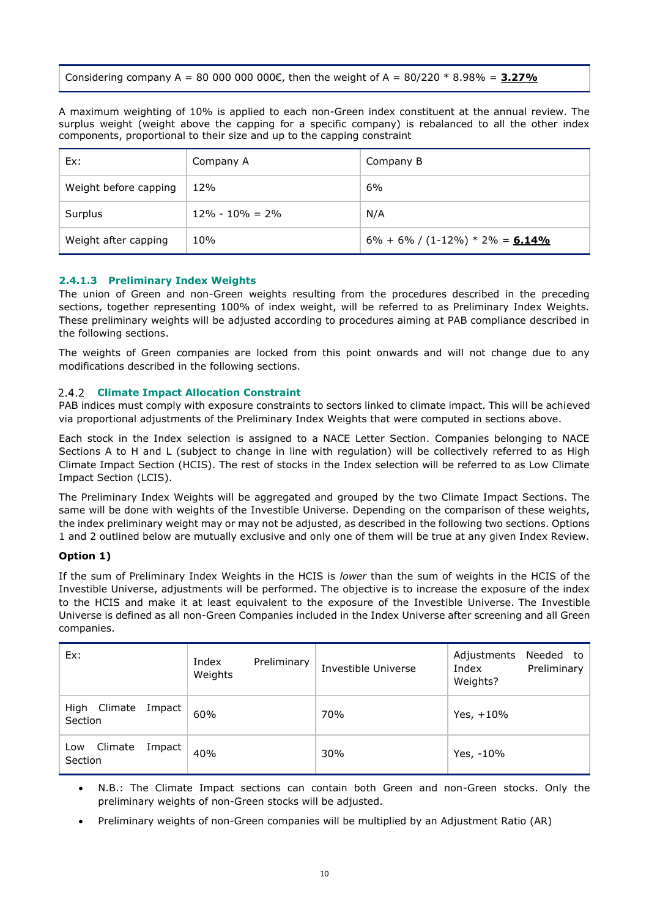| Considering company A = 80 000 000 000€, then the weight of A = 80/220 * 8.98% = **3.27%** |
|---|

A maximum weighting of 10% is applied to each non-Green index constituent at the annual review. The surplus weight (weight above the capping for a specific company) is rebalanced to all the other index components, proportional to their size and up to the capping constraint

| Ex: | Company A | Company B |
|---|---|---|
| Weight before capping | 12% | 6% |
| Surplus | 12% - 10% = 2% | N/A |
| Weight after capping | 10% | 6% + 6% / (1-12%) * 2% = **6.14%** |

#### 2.4.1.3 Preliminary Index Weights

The union of Green and non-Green weights resulting from the procedures described in the preceding sections, together representing 100% of index weight, will be referred to as Preliminary Index Weights. These preliminary weights will be adjusted according to procedures aiming at PAB compliance described in the following sections.

The weights of Green companies are locked from this point onwards and will not change due to any modifications described in the following sections.

### 2.4.2 Climate Impact Allocation Constraint

PAB indices must comply with exposure constraints to sectors linked to climate impact. This will be achieved via proportional adjustments of the Preliminary Index Weights that were computed in sections above.

Each stock in the Index selection is assigned to a NACE Letter Section. Companies belonging to NACE Sections A to H and L (subject to change in line with regulation) will be collectively referred to as High Climate Impact Section (HCIS). The rest of stocks in the Index selection will be referred to as Low Climate Impact Section (LCIS).

The Preliminary Index Weights will be aggregated and grouped by the two Climate Impact Sections. The same will be done with weights of the Investible Universe. Depending on the comparison of these weights, the index preliminary weight may or may not be adjusted, as described in the following two sections. Options 1 and 2 outlined below are mutually exclusive and only one of them will be true at any given Index Review.

**Option 1)**

If the sum of Preliminary Index Weights in the HCIS is *lower* than the sum of weights in the HCIS of the Investible Universe, adjustments will be performed. The objective is to increase the exposure of the index to the HCIS and make it at least equivalent to the exposure of the Investible Universe. The Investible Universe is defined as all non-Green Companies included in the Index Universe after screening and all Green companies.

| Ex: | Index Preliminary Weights | Investible Universe | Adjustments Needed to Index Preliminary Weights? |
|---|---|---|---|
| High Climate Impact Section | 60% | 70% | Yes, +10% |
| Low Climate Impact Section | 40% | 30% | Yes, -10% |

- N.B.: The Climate Impact sections can contain both Green and non-Green stocks. Only the preliminary weights of non-Green stocks will be adjusted.
- Preliminary weights of non-Green companies will be multiplied by an Adjustment Ratio (AR)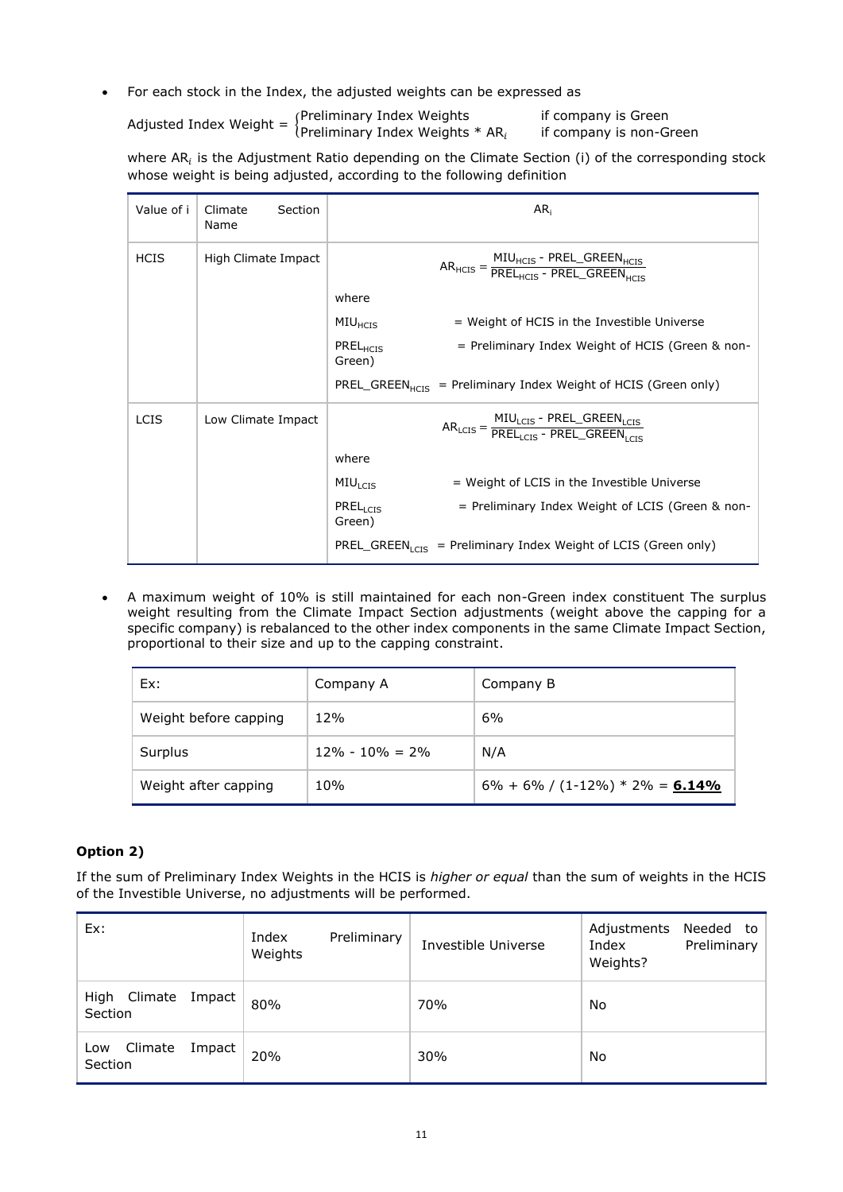- For each stock in the Index, the adjusted weights can be expressed as

$$\text{Adjusted Index Weight} = \begin{cases} \text{Preliminary Index Weights} & \text{if company is Green} \\ \text{Preliminary Index Weights} * AR_i & \text{if company is non-Green} \end{cases}$$

where $AR_i$ is the Adjustment Ratio depending on the Climate Section (i) of the corresponding stock whose weight is being adjusted, according to the following definition

| Value of i | Climate Section Name | $AR_i$ |
|---|---|---|
| HCIS | High Climate Impact | $AR_{HCIS} = \frac{MIU_{HCIS} - PREL\_GREEN_{HCIS}}{PREL_{HCIS} - PREL\_GREEN_{HCIS}}$ <br> where <br> $MIU_{HCIS}$ = Weight of HCIS in the Investible Universe <br> $PREL_{HCIS}$ = Preliminary Index Weight of HCIS (Green & non-Green) <br> $PREL\_GREEN_{HCIS}$ = Preliminary Index Weight of HCIS (Green only) |
| LCIS | Low Climate Impact | $AR_{LCIS} = \frac{MIU_{LCIS} - PREL\_GREEN_{LCIS}}{PREL_{LCIS} - PREL\_GREEN_{LCIS}}$ <br> where <br> $MIU_{LCIS}$ = Weight of LCIS in the Investible Universe <br> $PREL_{LCIS}$ = Preliminary Index Weight of LCIS (Green & non-Green) <br> $PREL\_GREEN_{LCIS}$ = Preliminary Index Weight of LCIS (Green only) |

- A maximum weight of 10% is still maintained for each non-Green index constituent The surplus weight resulting from the Climate Impact Section adjustments (weight above the capping for a specific company) is rebalanced to the other index components in the same Climate Impact Section, proportional to their size and up to the capping constraint.

| Ex: | Company A | Company B |
|---|---|---|
| Weight before capping | 12% | 6% |
| Surplus | 12% - 10% = 2% | N/A |
| Weight after capping | 10% | 6% + 6% / (1-12%) * 2% = **6.14%** |

**Option 2)**

If the sum of Preliminary Index Weights in the HCIS is *higher or equal* than the sum of weights in the HCIS of the Investible Universe, no adjustments will be performed.

| Ex: | Index Preliminary Weights | Investible Universe | Adjustments Needed to Index Preliminary Weights? |
|---|---|---|---|
| High Climate Impact Section | 80% | 70% | No |
| Low Climate Impact Section | 20% | 30% | No |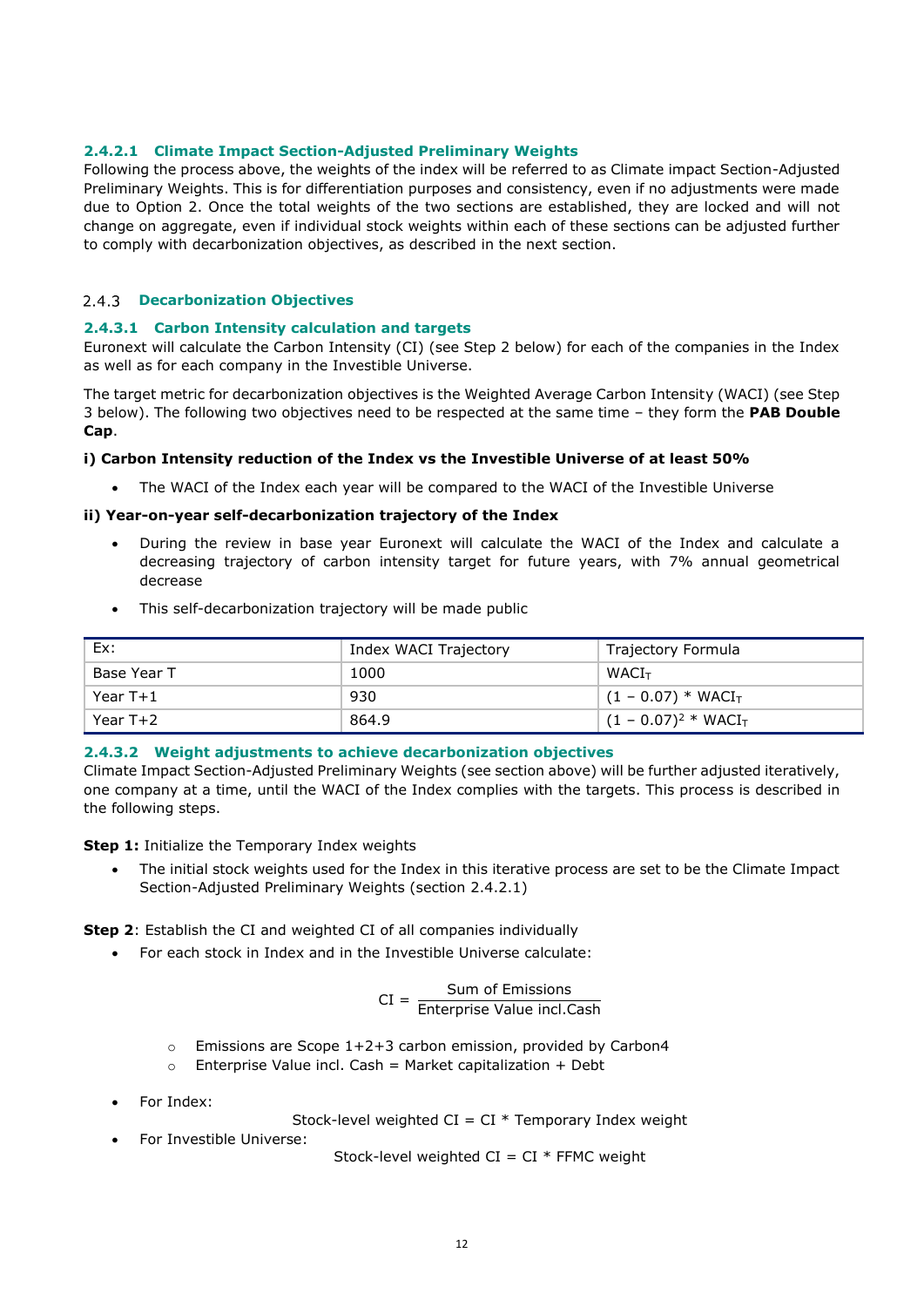#### 2.4.2.1 Climate Impact Section-Adjusted Preliminary Weights

Following the process above, the weights of the index will be referred to as Climate impact Section-Adjusted Preliminary Weights. This is for differentiation purposes and consistency, even if no adjustments were made due to Option 2. Once the total weights of the two sections are established, they are locked and will not change on aggregate, even if individual stock weights within each of these sections can be adjusted further to comply with decarbonization objectives, as described in the next section.

### 2.4.3 Decarbonization Objectives

#### 2.4.3.1 Carbon Intensity calculation and targets

Euronext will calculate the Carbon Intensity (CI) (see Step 2 below) for each of the companies in the Index as well as for each company in the Investible Universe.

The target metric for decarbonization objectives is the Weighted Average Carbon Intensity (WACI) (see Step 3 below). The following two objectives need to be respected at the same time – they form the **PAB Double Cap**.

**i) Carbon Intensity reduction of the Index vs the Investible Universe of at least 50%**

- The WACI of the Index each year will be compared to the WACI of the Investible Universe

**ii) Year-on-year self-decarbonization trajectory of the Index**

- During the review in base year Euronext will calculate the WACI of the Index and calculate a decreasing trajectory of carbon intensity target for future years, with 7% annual geometrical decrease
- This self-decarbonization trajectory will be made public

| Ex: | Index WACI Trajectory | Trajectory Formula |
|---|---|---|
| Base Year T | 1000 | $WACI_T$ |
| Year T+1 | 930 | $(1 - 0.07) * WACI_T$ |
| Year T+2 | 864.9 | $(1 - 0.07)^2 * WACI_T$ |

#### 2.4.3.2 Weight adjustments to achieve decarbonization objectives

Climate Impact Section-Adjusted Preliminary Weights (see section above) will be further adjusted iteratively, one company at a time, until the WACI of the Index complies with the targets. This process is described in the following steps.

**Step 1:** Initialize the Temporary Index weights

- The initial stock weights used for the Index in this iterative process are set to be the Climate Impact Section-Adjusted Preliminary Weights (section 2.4.2.1)

**Step 2**: Establish the CI and weighted CI of all companies individually

- For each stock in Index and in the Investible Universe calculate:

$$CI = \frac{\text{Sum of Emissions}}{\text{Enterprise Value incl.Cash}}$$

  - Emissions are Scope 1+2+3 carbon emission, provided by Carbon4
  - Enterprise Value incl. Cash = Market capitalization + Debt

- For Index:

  Stock-level weighted CI = CI * Temporary Index weight

- For Investible Universe:

  Stock-level weighted CI = CI * FFMC weight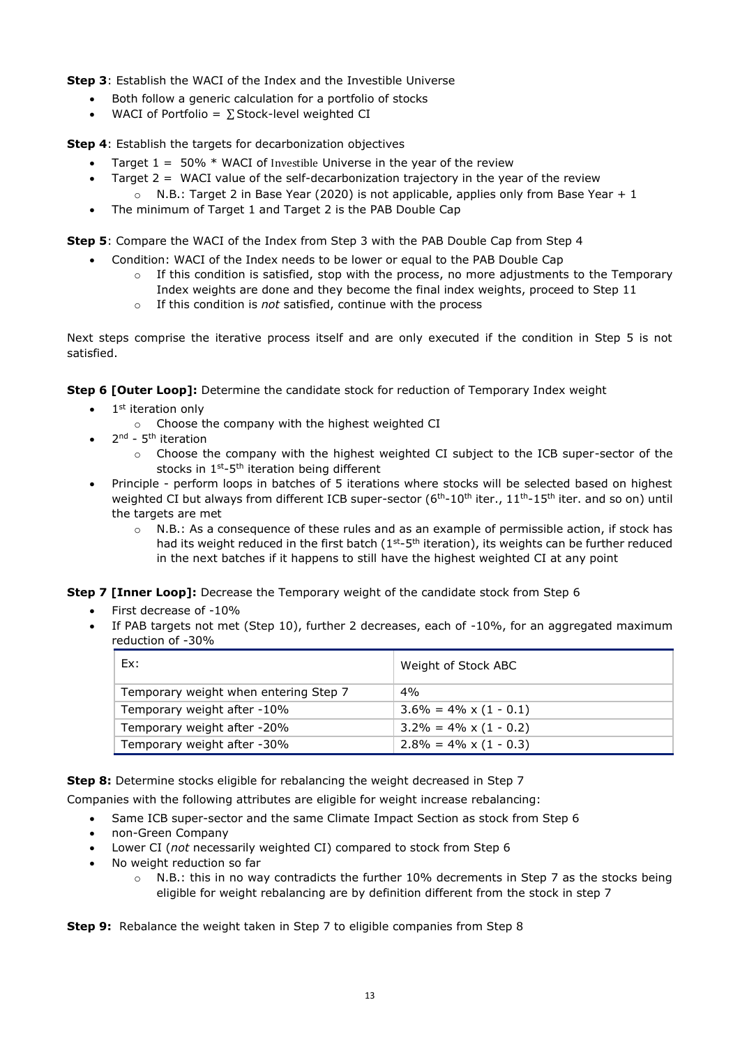**Step 3**: Establish the WACI of the Index and the Investible Universe

- Both follow a generic calculation for a portfolio of stocks
- WACI of Portfolio = $\sum$Stock-level weighted CI

**Step 4**: Establish the targets for decarbonization objectives

- Target 1 = 50% * WACI of Investible Universe in the year of the review
- Target 2 = WACI value of the self-decarbonization trajectory in the year of the review
  - N.B.: Target 2 in Base Year (2020) is not applicable, applies only from Base Year + 1
- The minimum of Target 1 and Target 2 is the PAB Double Cap

**Step 5**: Compare the WACI of the Index from Step 3 with the PAB Double Cap from Step 4

- Condition: WACI of the Index needs to be lower or equal to the PAB Double Cap
  - If this condition is satisfied, stop with the process, no more adjustments to the Temporary Index weights are done and they become the final index weights, proceed to Step 11
  - If this condition is *not* satisfied, continue with the process

Next steps comprise the iterative process itself and are only executed if the condition in Step 5 is not satisfied.

**Step 6 [Outer Loop]:** Determine the candidate stock for reduction of Temporary Index weight

- 1st iteration only
  - Choose the company with the highest weighted CI
- 2nd - 5th iteration
  - Choose the company with the highest weighted CI subject to the ICB super-sector of the stocks in 1st-5th iteration being different
- Principle - perform loops in batches of 5 iterations where stocks will be selected based on highest weighted CI but always from different ICB super-sector (6th-10th iter., 11th-15th iter. and so on) until the targets are met
  - N.B.: As a consequence of these rules and as an example of permissible action, if stock has had its weight reduced in the first batch (1st-5th iteration), its weights can be further reduced in the next batches if it happens to still have the highest weighted CI at any point

**Step 7 [Inner Loop]:** Decrease the Temporary weight of the candidate stock from Step 6

- First decrease of -10%
- If PAB targets not met (Step 10), further 2 decreases, each of -10%, for an aggregated maximum reduction of -30%

| Ex: | Weight of Stock ABC |
|---|---|
| Temporary weight when entering Step 7 | 4% |
| Temporary weight after -10% | 3.6% = 4% x (1 - 0.1) |
| Temporary weight after -20% | 3.2% = 4% x (1 - 0.2) |
| Temporary weight after -30% | 2.8% = 4% x (1 - 0.3) |

**Step 8:** Determine stocks eligible for rebalancing the weight decreased in Step 7

Companies with the following attributes are eligible for weight increase rebalancing:

- Same ICB super-sector and the same Climate Impact Section as stock from Step 6
- non-Green Company
- Lower CI (*not* necessarily weighted CI) compared to stock from Step 6
- No weight reduction so far
  - N.B.: this in no way contradicts the further 10% decrements in Step 7 as the stocks being eligible for weight rebalancing are by definition different from the stock in step 7

**Step 9:** Rebalance the weight taken in Step 7 to eligible companies from Step 8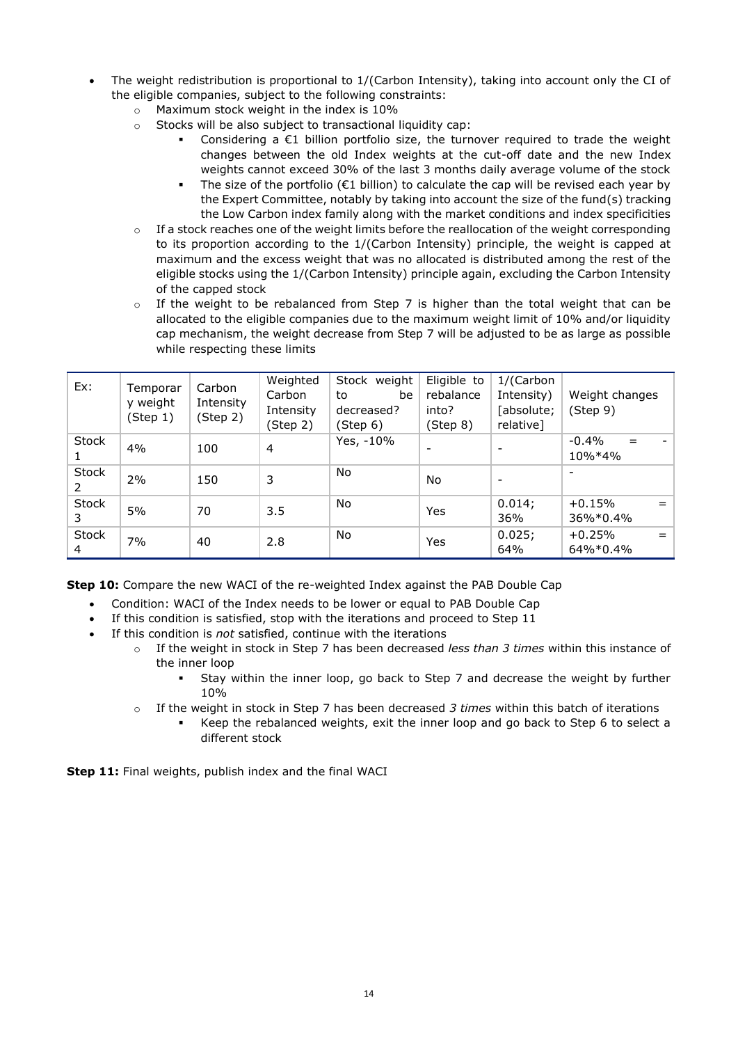- The weight redistribution is proportional to 1/(Carbon Intensity), taking into account only the CI of the eligible companies, subject to the following constraints:
  - Maximum stock weight in the index is 10%
  - Stocks will be also subject to transactional liquidity cap:
    - Considering a €1 billion portfolio size, the turnover required to trade the weight changes between the old Index weights at the cut-off date and the new Index weights cannot exceed 30% of the last 3 months daily average volume of the stock
    - The size of the portfolio (€1 billion) to calculate the cap will be revised each year by the Expert Committee, notably by taking into account the size of the fund(s) tracking the Low Carbon index family along with the market conditions and index specificities
  - If a stock reaches one of the weight limits before the reallocation of the weight corresponding to its proportion according to the 1/(Carbon Intensity) principle, the weight is capped at maximum and the excess weight that was no allocated is distributed among the rest of the eligible stocks using the 1/(Carbon Intensity) principle again, excluding the Carbon Intensity of the capped stock
  - If the weight to be rebalanced from Step 7 is higher than the total weight that can be allocated to the eligible companies due to the maximum weight limit of 10% and/or liquidity cap mechanism, the weight decrease from Step 7 will be adjusted to be as large as possible while respecting these limits

| Ex: | Temporary weight (Step 1) | Carbon Intensity (Step 2) | Weighted Carbon Intensity (Step 2) | Stock weight to be decreased? (Step 6) | Eligible to rebalance into? (Step 8) | 1/(Carbon Intensity) [absolute; relative] | Weight changes (Step 9) |
|---|---|---|---|---|---|---|---|
| Stock 1 | 4% | 100 | 4 | Yes, -10% | - | - | -0.4% = -10%*4% |
| Stock 2 | 2% | 150 | 3 | No | No | - | - |
| Stock 3 | 5% | 70 | 3.5 | No | Yes | 0.014; 36% | +0.15% = 36%*0.4% |
| Stock 4 | 7% | 40 | 2.8 | No | Yes | 0.025; 64% | +0.25% = 64%*0.4% |

**Step 10:** Compare the new WACI of the re-weighted Index against the PAB Double Cap

- Condition: WACI of the Index needs to be lower or equal to PAB Double Cap
- If this condition is satisfied, stop with the iterations and proceed to Step 11
- If this condition is *not* satisfied, continue with the iterations
  - If the weight in stock in Step 7 has been decreased *less than 3 times* within this instance of the inner loop
    - Stay within the inner loop, go back to Step 7 and decrease the weight by further 10%
  - If the weight in stock in Step 7 has been decreased *3 times* within this batch of iterations
    - Keep the rebalanced weights, exit the inner loop and go back to Step 6 to select a different stock

**Step 11:** Final weights, publish index and the final WACI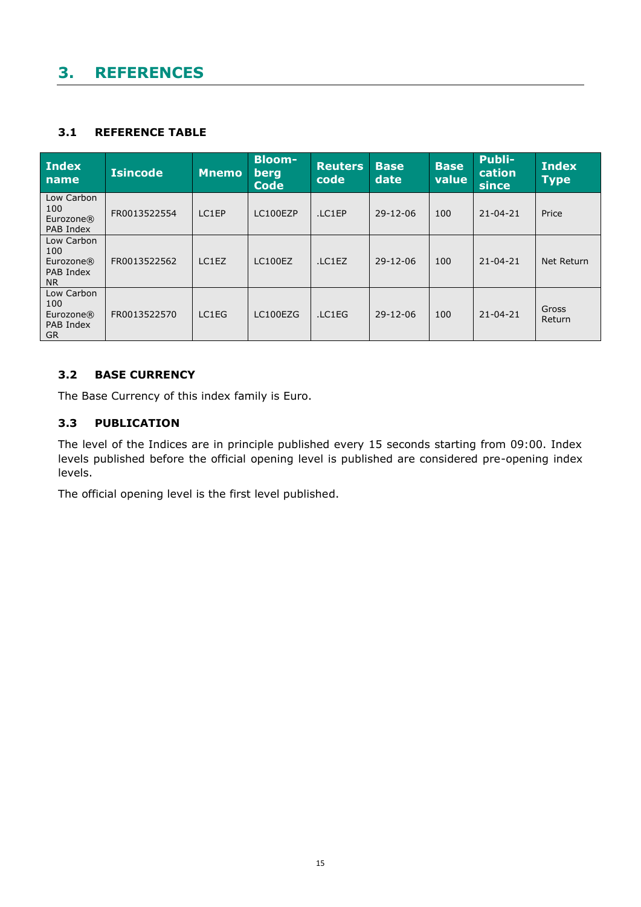# 3. REFERENCES

### 3.1 REFERENCE TABLE

| Index name | Isincode | Mnemo | Bloom-berg Code | Reuters code | Base date | Base value | Publi-cation since | Index Type |
|---|---|---|---|---|---|---|---|---|
| Low Carbon 100 Eurozone® PAB Index | FR0013522554 | LC1EP | LC100EZP | .LC1EP | 29-12-06 | 100 | 21-04-21 | Price |
| Low Carbon 100 Eurozone® PAB Index NR | FR0013522562 | LC1EZ | LC100EZ | .LC1EZ | 29-12-06 | 100 | 21-04-21 | Net Return |
| Low Carbon 100 Eurozone® PAB Index GR | FR0013522570 | LC1EG | LC100EZG | .LC1EG | 29-12-06 | 100 | 21-04-21 | Gross Return |

### 3.2 BASE CURRENCY

The Base Currency of this index family is Euro.

### 3.3 PUBLICATION

The level of the Indices are in principle published every 15 seconds starting from 09:00. Index levels published before the official opening level is published are considered pre-opening index levels.

The official opening level is the first level published.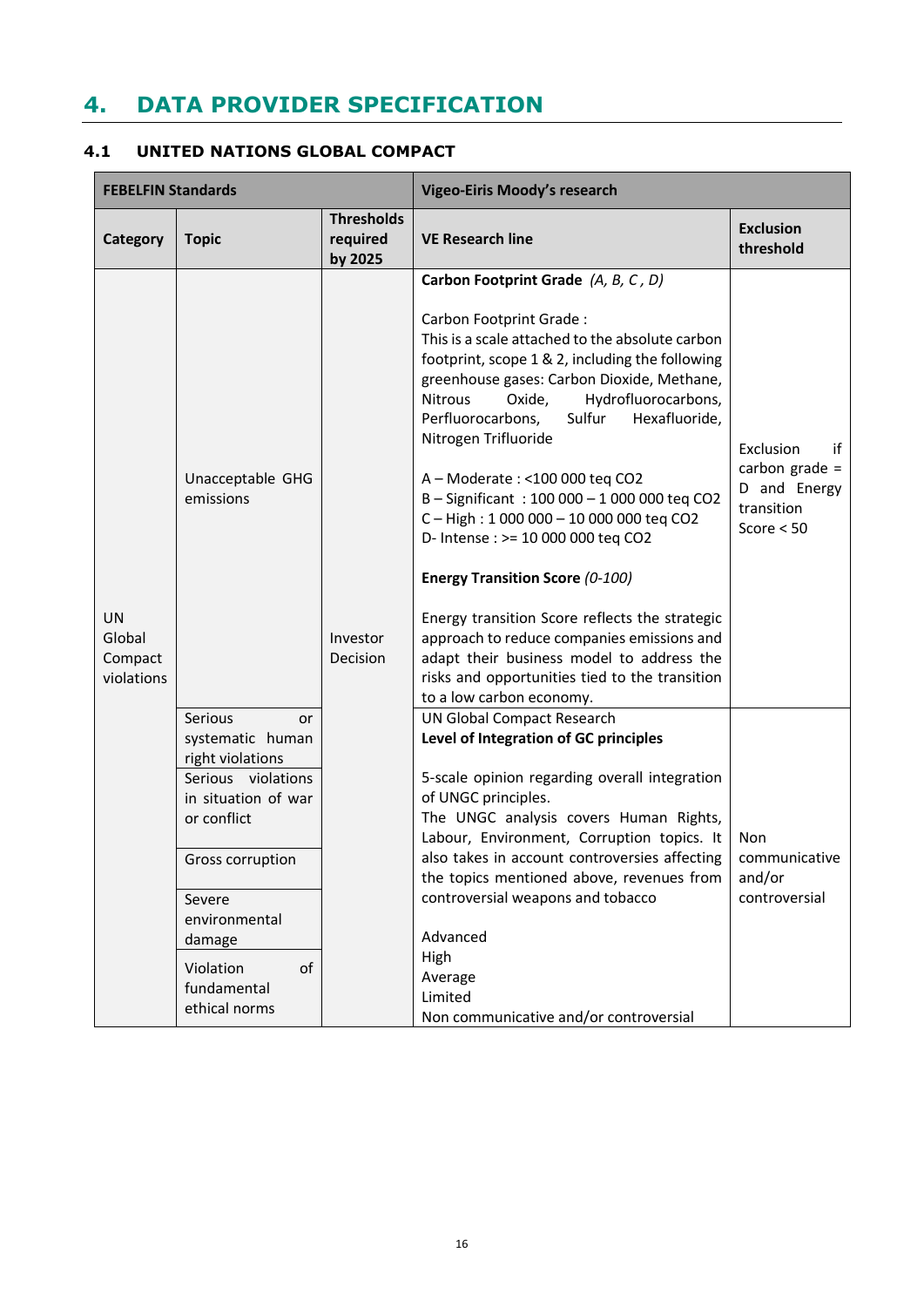# 4. DATA PROVIDER SPECIFICATION

## 4.1 UNITED NATIONS GLOBAL COMPACT

| FEBELFIN Standards | | | Vigeo-Eiris Moody's research | |
|---|---|---|---|---|
| **Category** | **Topic** | **Thresholds required by 2025** | **VE Research line** | **Exclusion threshold** |
| UN Global Compact violations | Unacceptable GHG emissions | Investor Decision | **Carbon Footprint Grade** *(A, B, C , D)*<br><br>Carbon Footprint Grade :<br>This is a scale attached to the absolute carbon footprint, scope 1 & 2, including the following greenhouse gases: Carbon Dioxide, Methane, Nitrous Oxide, Hydrofluorocarbons, Perfluorocarbons, Sulfur Hexafluoride, Nitrogen Trifluoride<br><br>A – Moderate : <100 000 teq CO2<br>B – Significant : 100 000 – 1 000 000 teq CO2<br>C – High : 1 000 000 – 10 000 000 teq CO2<br>D- Intense : >= 10 000 000 teq CO2<br><br>**Energy Transition Score** *(0-100)*<br><br>Energy transition Score reflects the strategic approach to reduce companies emissions and adapt their business model to address the risks and opportunities tied to the transition to a low carbon economy. | Exclusion if carbon grade = D and Energy transition Score < 50 |
| | Serious or systematic human right violations<br><br>Serious violations in situation of war or conflict<br><br>Gross corruption<br><br>Severe environmental damage<br><br>Violation of fundamental ethical norms | | UN Global Compact Research<br>**Level of Integration of GC principles**<br><br>5-scale opinion regarding overall integration of UNGC principles.<br>The UNGC analysis covers Human Rights, Labour, Environment, Corruption topics. It also takes in account controversies affecting the topics mentioned above, revenues from controversial weapons and tobacco<br><br>Advanced<br>High<br>Average<br>Limited<br>Non communicative and/or controversial | Non communicative and/or controversial |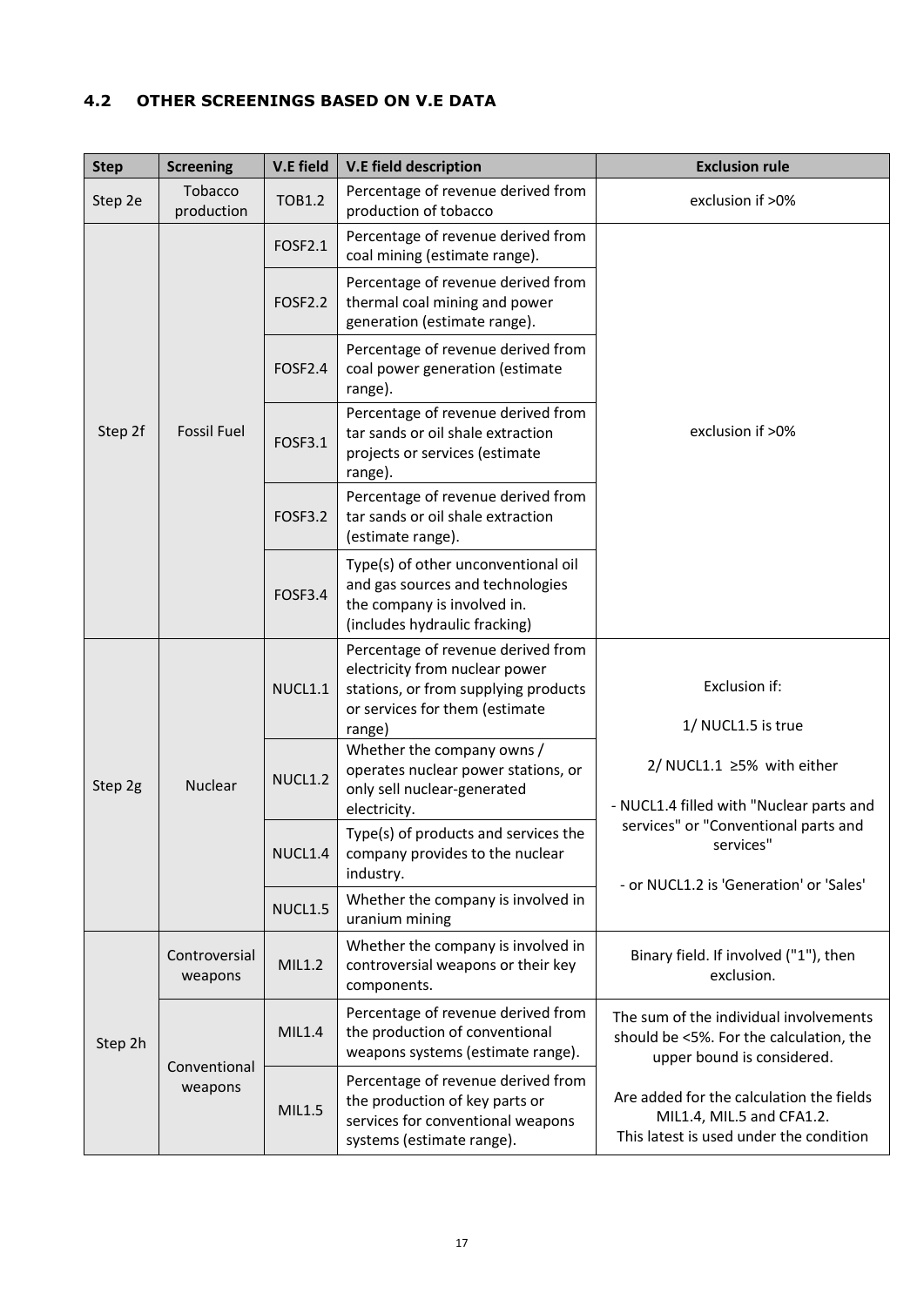## 4.2 OTHER SCREENINGS BASED ON V.E DATA

| Step | Screening | V.E field | V.E field description | Exclusion rule |
|---|---|---|---|---|
| Step 2e | Tobacco production | TOB1.2 | Percentage of revenue derived from production of tobacco | exclusion if >0% |
| Step 2f | Fossil Fuel | FOSF2.1 | Percentage of revenue derived from coal mining (estimate range). | exclusion if >0% |
| | | FOSF2.2 | Percentage of revenue derived from thermal coal mining and power generation (estimate range). | |
| | | FOSF2.4 | Percentage of revenue derived from coal power generation (estimate range). | |
| | | FOSF3.1 | Percentage of revenue derived from tar sands or oil shale extraction projects or services (estimate range). | |
| | | FOSF3.2 | Percentage of revenue derived from tar sands or oil shale extraction (estimate range). | |
| | | FOSF3.4 | Type(s) of other unconventional oil and gas sources and technologies the company is involved in. (includes hydraulic fracking) | |
| Step 2g | Nuclear | NUCL1.1 | Percentage of revenue derived from electricity from nuclear power stations, or from supplying products or services for them (estimate range) | Exclusion if:<br><br>1/ NUCL1.5 is true<br><br>2/ NUCL1.1 ≥5% with either<br><br>- NUCL1.4 filled with "Nuclear parts and services" or "Conventional parts and services"<br><br>- or NUCL1.2 is 'Generation' or 'Sales' |
| | | NUCL1.2 | Whether the company owns / operates nuclear power stations, or only sell nuclear-generated electricity. | |
| | | NUCL1.4 | Type(s) of products and services the company provides to the nuclear industry. | |
| | | NUCL1.5 | Whether the company is involved in uranium mining | |
| Step 2h | Controversial weapons | MIL1.2 | Whether the company is involved in controversial weapons or their key components. | Binary field. If involved ("1"), then exclusion. |
| | Conventional weapons | MIL1.4 | Percentage of revenue derived from the production of conventional weapons systems (estimate range). | The sum of the individual involvements should be <5%. For the calculation, the upper bound is considered.<br><br>Are added for the calculation the fields MIL1.4, MIL.5 and CFA1.2.<br>This latest is used under the condition |
| | | MIL1.5 | Percentage of revenue derived from the production of key parts or services for conventional weapons systems (estimate range). | |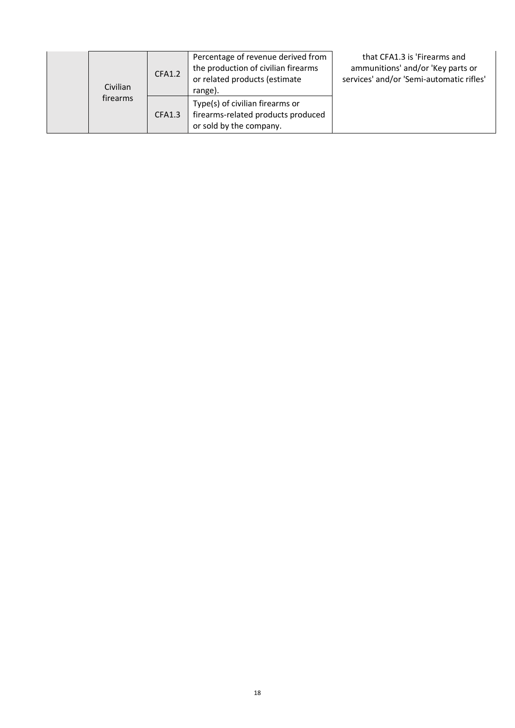|  |  |  |  |  |
|---|---|---|---|---|
|  | Civilian firearms | CFA1.2 | Percentage of revenue derived from the production of civilian firearms or related products (estimate range). | that CFA1.3 is 'Firearms and ammunitions' and/or 'Key parts or services' and/or 'Semi-automatic rifles' |
|  |  | CFA1.3 | Type(s) of civilian firearms or firearms-related products produced or sold by the company. |  |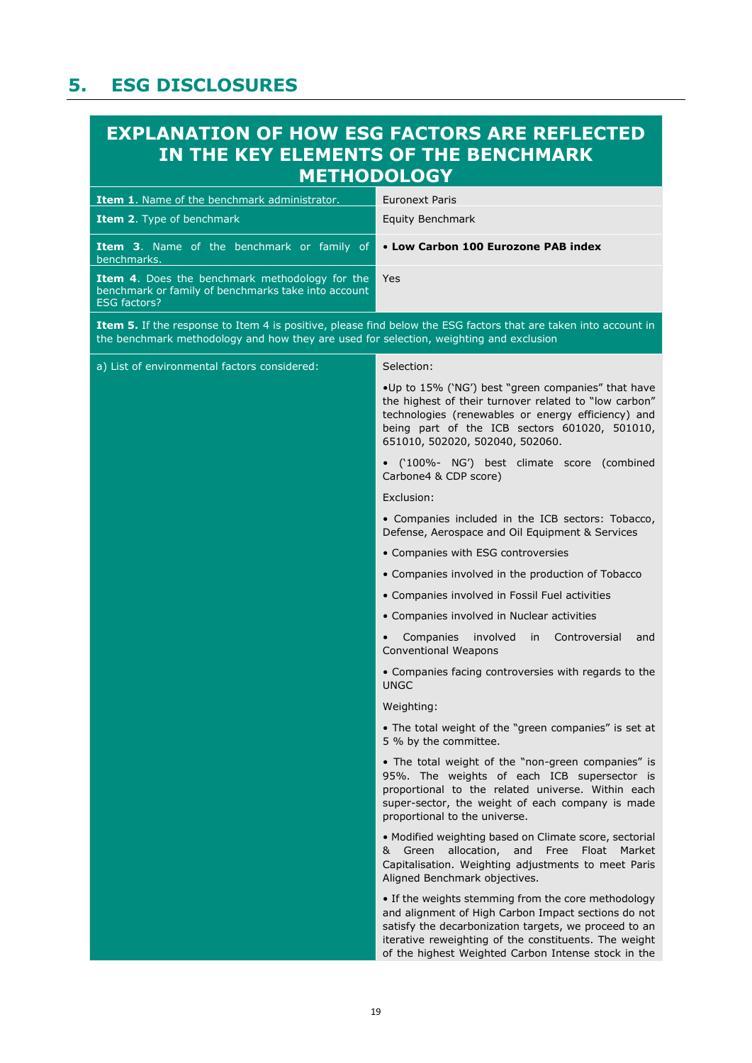## 5. ESG DISCLOSURES

| EXPLANATION OF HOW ESG FACTORS ARE REFLECTED IN THE KEY ELEMENTS OF THE BENCHMARK METHODOLOGY | |
|---|---|
| **Item 1**. Name of the benchmark administrator. | Euronext Paris |
| **Item 2**. Type of benchmark | Equity Benchmark |
| **Item 3**. Name of the benchmark or family of benchmarks. | • **Low Carbon 100 Eurozone PAB index** |
| **Item 4**. Does the benchmark methodology for the benchmark or family of benchmarks take into account ESG factors? | Yes |
| **Item 5.** If the response to Item 4 is positive, please find below the ESG factors that are taken into account in the benchmark methodology and how they are used for selection, weighting and exclusion | |
| a) List of environmental factors considered: | Selection:<br><br>•Up to 15% ('NG') best "green companies" that have the highest of their turnover related to "low carbon" technologies (renewables or energy efficiency) and being part of the ICB sectors 601020, 501010, 651010, 502020, 502040, 502060.<br><br>• ('100%- NG') best climate score (combined Carbone4 & CDP score)<br><br>Exclusion:<br><br>• Companies included in the ICB sectors: Tobacco, Defense, Aerospace and Oil Equipment & Services<br><br>• Companies with ESG controversies<br><br>• Companies involved in the production of Tobacco<br><br>• Companies involved in Fossil Fuel activities<br><br>• Companies involved in Nuclear activities<br><br>• Companies involved in Controversial and Conventional Weapons<br><br>• Companies facing controversies with regards to the UNGC<br><br>Weighting:<br><br>• The total weight of the "green companies" is set at 5 % by the committee.<br><br>• The total weight of the "non-green companies" is 95%. The weights of each ICB supersector is proportional to the related universe. Within each super-sector, the weight of each company is made proportional to the universe.<br><br>• Modified weighting based on Climate score, sectorial & Green allocation, and Free Float Market Capitalisation. Weighting adjustments to meet Paris Aligned Benchmark objectives.<br><br>• If the weights stemming from the core methodology and alignment of High Carbon Impact sections do not satisfy the decarbonization targets, we proceed to an iterative reweighting of the constituents. The weight of the highest Weighted Carbon Intense stock in the |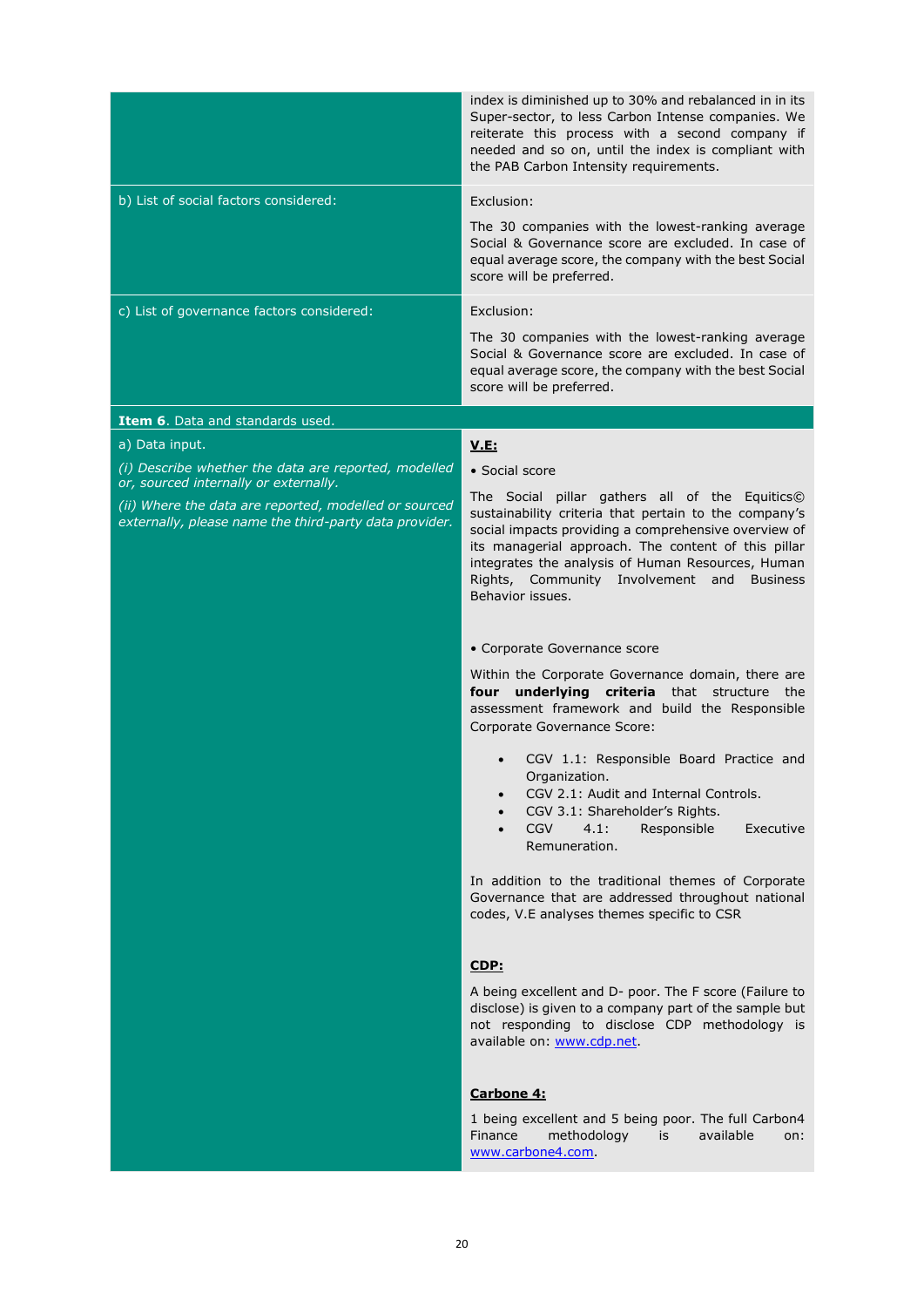| | |
|---|---|
| | index is diminished up to 30% and rebalanced in in its Super-sector, to less Carbon Intense companies. We reiterate this process with a second company if needed and so on, until the index is compliant with the PAB Carbon Intensity requirements. |
| b) List of social factors considered: | Exclusion:<br><br>The 30 companies with the lowest-ranking average Social & Governance score are excluded. In case of equal average score, the company with the best Social score will be preferred. |
| c) List of governance factors considered: | Exclusion:<br><br>The 30 companies with the lowest-ranking average Social & Governance score are excluded. In case of equal average score, the company with the best Social score will be preferred. |
| **Item 6**. Data and standards used. | |
| a) Data input.<br><br>*(i) Describe whether the data are reported, modelled or, sourced internally or externally.*<br><br>*(ii) Where the data are reported, modelled or sourced externally, please name the third-party data provider.* | **<u>V.E:</u>**<br><br>• Social score<br><br>The Social pillar gathers all of the Equitics© sustainability criteria that pertain to the company's social impacts providing a comprehensive overview of its managerial approach. The content of this pillar integrates the analysis of Human Resources, Human Rights, Community Involvement and Business Behavior issues.<br><br>• Corporate Governance score<br><br>Within the Corporate Governance domain, there are **four underlying criteria** that structure the assessment framework and build the Responsible Corporate Governance Score:<br><br>• CGV 1.1: Responsible Board Practice and Organization.<br>• CGV 2.1: Audit and Internal Controls.<br>• CGV 3.1: Shareholder's Rights.<br>• CGV 4.1: Responsible Executive Remuneration.<br><br>In addition to the traditional themes of Corporate Governance that are addressed throughout national codes, V.E analyses themes specific to CSR<br><br>**<u>CDP:</u>**<br><br>A being excellent and D- poor. The F score (Failure to disclose) is given to a company part of the sample but not responding to disclose CDP methodology is available on: www.cdp.net.<br><br>**<u>Carbone 4:</u>**<br><br>1 being excellent and 5 being poor. The full Carbon4 Finance methodology is available on: www.carbone4.com. |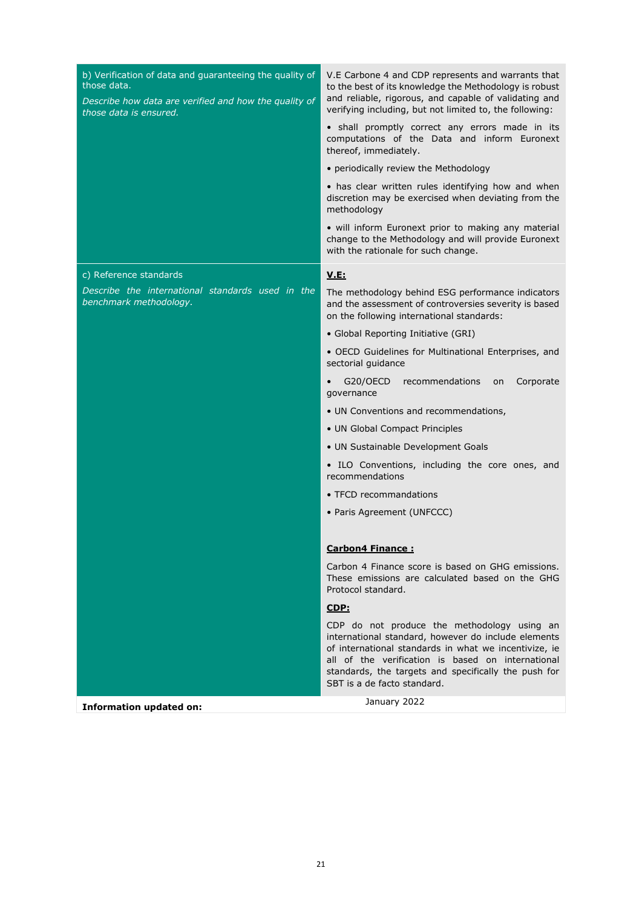| | |
|---|---|
| b) Verification of data and guaranteeing the quality of those data.<br><br>*Describe how data are verified and how the quality of those data is ensured.* | V.E Carbone 4 and CDP represents and warrants that to the best of its knowledge the Methodology is robust and reliable, rigorous, and capable of validating and verifying including, but not limited to, the following:<br><br>• shall promptly correct any errors made in its computations of the Data and inform Euronext thereof, immediately.<br><br>• periodically review the Methodology<br><br>• has clear written rules identifying how and when discretion may be exercised when deviating from the methodology<br><br>• will inform Euronext prior to making any material change to the Methodology and will provide Euronext with the rationale for such change. |
| c) Reference standards<br><br>*Describe the international standards used in the benchmark methodology.* | **V.E:**<br><br>The methodology behind ESG performance indicators and the assessment of controversies severity is based on the following international standards:<br><br>• Global Reporting Initiative (GRI)<br><br>• OECD Guidelines for Multinational Enterprises, and sectorial guidance<br><br>• G20/OECD recommendations on Corporate governance<br><br>• UN Conventions and recommendations,<br><br>• UN Global Compact Principles<br><br>• UN Sustainable Development Goals<br><br>• ILO Conventions, including the core ones, and recommendations<br><br>• TFCD recommandations<br><br>• Paris Agreement (UNFCCC)<br><br>**Carbon4 Finance :**<br><br>Carbon 4 Finance score is based on GHG emissions. These emissions are calculated based on the GHG Protocol standard.<br><br>**CDP:**<br><br>CDP do not produce the methodology using an international standard, however do include elements of international standards in what we incentivize, ie all of the verification is based on international standards, the targets and specifically the push for SBT is a de facto standard. |
| **Information updated on:** | January 2022 |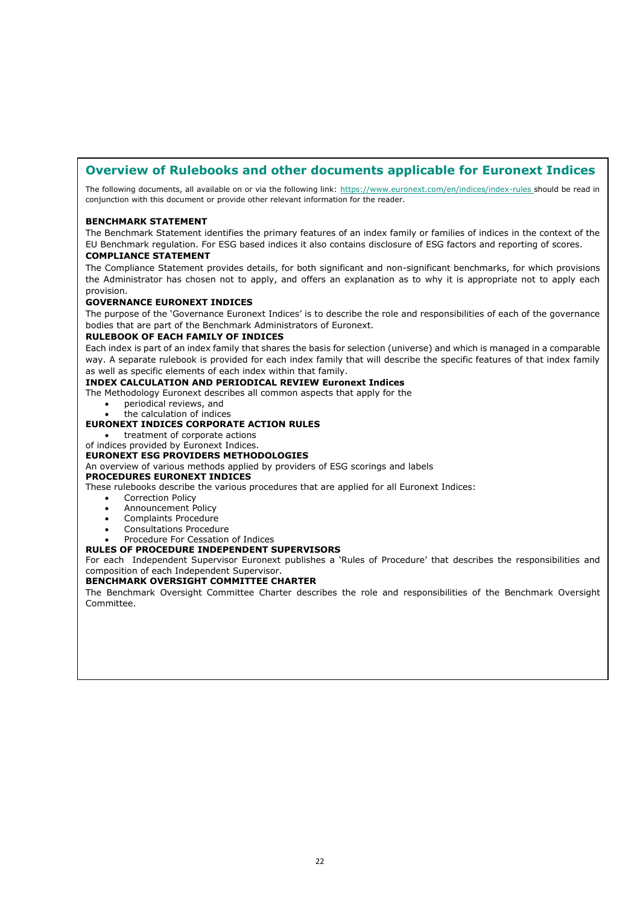## Overview of Rulebooks and other documents applicable for Euronext Indices

The following documents, all available on or via the following link: https://www.euronext.com/en/indices/index-rules should be read in conjunction with this document or provide other relevant information for the reader.

**BENCHMARK STATEMENT**

The Benchmark Statement identifies the primary features of an index family or families of indices in the context of the EU Benchmark regulation. For ESG based indices it also contains disclosure of ESG factors and reporting of scores.

**COMPLIANCE STATEMENT**

The Compliance Statement provides details, for both significant and non-significant benchmarks, for which provisions the Administrator has chosen not to apply, and offers an explanation as to why it is appropriate not to apply each provision.

**GOVERNANCE EURONEXT INDICES**

The purpose of the 'Governance Euronext Indices' is to describe the role and responsibilities of each of the governance bodies that are part of the Benchmark Administrators of Euronext.

**RULEBOOK OF EACH FAMILY OF INDICES**

Each index is part of an index family that shares the basis for selection (universe) and which is managed in a comparable way. A separate rulebook is provided for each index family that will describe the specific features of that index family as well as specific elements of each index within that family.

**INDEX CALCULATION AND PERIODICAL REVIEW Euronext Indices**

The Methodology Euronext describes all common aspects that apply for the

- periodical reviews, and
- the calculation of indices

**EURONEXT INDICES CORPORATE ACTION RULES**

- treatment of corporate actions

of indices provided by Euronext Indices.

**EURONEXT ESG PROVIDERS METHODOLOGIES**

An overview of various methods applied by providers of ESG scorings and labels

**PROCEDURES EURONEXT INDICES**

These rulebooks describe the various procedures that are applied for all Euronext Indices:

- Correction Policy
- Announcement Policy
- Complaints Procedure
- Consultations Procedure
- Procedure For Cessation of Indices

**RULES OF PROCEDURE INDEPENDENT SUPERVISORS**

For each Independent Supervisor Euronext publishes a 'Rules of Procedure' that describes the responsibilities and composition of each Independent Supervisor.

**BENCHMARK OVERSIGHT COMMITTEE CHARTER**

The Benchmark Oversight Committee Charter describes the role and responsibilities of the Benchmark Oversight Committee.